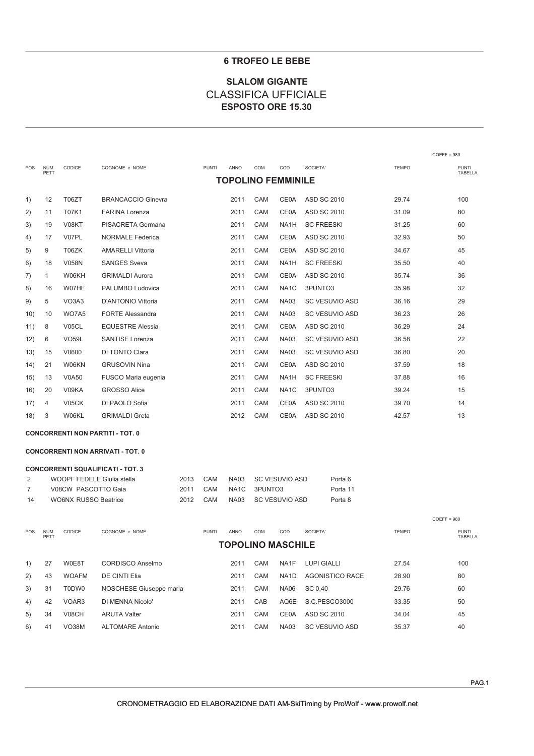# 6 TROFEO LE BEBE

## SLALOM GIGANTE

## CLASSIFICA UFFICIALE

**ESPOSTO ORE 15.30**

COEFF = 980

### TOPOLINO FEMMINILE

| POS | NUM PETT | CODICE | COGNOME e NOME | PUNTI | ANNO | COM | COD | SOCIETA' | TEMPO | PUNTI TABELLA |
|---|---|---|---|---|---|---|---|---|---|---|
| 1) | 12 | T06ZT | BRANCACCIO Ginevra | | 2011 | CAM | CE0A | ASD SC 2010 | 29.74 | 100 |
| 2) | 11 | T07K1 | FARINA Lorenza | | 2011 | CAM | CE0A | ASD SC 2010 | 31.09 | 80 |
| 3) | 19 | V08KT | PISACRETA Germana | | 2011 | CAM | NA1H | SC FREESKI | 31.25 | 60 |
| 4) | 17 | V07PL | NORMALE Federica | | 2011 | CAM | CE0A | ASD SC 2010 | 32.93 | 50 |
| 5) | 9 | T06ZK | AMARELLI Vittoria | | 2011 | CAM | CE0A | ASD SC 2010 | 34.67 | 45 |
| 6) | 18 | V058N | SANGES Sveva | | 2011 | CAM | NA1H | SC FREESKI | 35.50 | 40 |
| 7) | 1 | W06KH | GRIMALDI Aurora | | 2011 | CAM | CE0A | ASD SC 2010 | 35.74 | 36 |
| 8) | 16 | W07HE | PALUMBO Ludovica | | 2011 | CAM | NA1C | 3PUNTO3 | 35.98 | 32 |
| 9) | 5 | VO3A3 | D'ANTONIO Vittoria | | 2011 | CAM | NA03 | SC VESUVIO ASD | 36.16 | 29 |
| 10) | 10 | WO7A5 | FORTE Alessandra | | 2011 | CAM | NA03 | SC VESUVIO ASD | 36.23 | 26 |
| 11) | 8 | V05CL | EQUESTRE Alessia | | 2011 | CAM | CE0A | ASD SC 2010 | 36.29 | 24 |
| 12) | 6 | VO59L | SANTISE Lorenza | | 2011 | CAM | NA03 | SC VESUVIO ASD | 36.58 | 22 |
| 13) | 15 | V0600 | DI TONTO Clara | | 2011 | CAM | NA03 | SC VESUVIO ASD | 36.80 | 20 |
| 14) | 21 | W06KN | GRUSOVIN Nina | | 2011 | CAM | CE0A | ASD SC 2010 | 37.59 | 18 |
| 15) | 13 | V0A50 | FUSCO Maria eugenia | | 2011 | CAM | NA1H | SC FREESKI | 37.88 | 16 |
| 16) | 20 | V09KA | GROSSO Alice | | 2011 | CAM | NA1C | 3PUNTO3 | 39.24 | 15 |
| 17) | 4 | V05CK | DI PAOLO Sofia | | 2011 | CAM | CE0A | ASD SC 2010 | 39.70 | 14 |
| 18) | 3 | W06KL | GRIMALDI Greta | | 2012 | CAM | CE0A | ASD SC 2010 | 42.57 | 13 |

**CONCORRENTI NON PARTITI - TOT. 0**

**CONCORRENTI NON ARRIVATI - TOT. 0**

**CONCORRENTI SQUALIFICATI - TOT. 3**

| NUM | CODICE / NOME | ANNO | COM | COD | SOCIETA' | PORTA |
|---|---|---|---|---|---|---|
| 2 | WOOPF FEDELE Giulia stella | 2013 | CAM | NA03 | SC VESUVIO ASD | Porta 6 |
| 7 | V08CW PASCOTTO Gaia | 2011 | CAM | NA1C | 3PUNTO3 | Porta 11 |
| 14 | WO6NX RUSSO Beatrice | 2012 | CAM | NA03 | SC VESUVIO ASD | Porta 8 |

COEFF = 980

### TOPOLINO MASCHILE

| POS | NUM PETT | CODICE | COGNOME e NOME | PUNTI | ANNO | COM | COD | SOCIETA' | TEMPO | PUNTI TABELLA |
|---|---|---|---|---|---|---|---|---|---|---|
| 1) | 27 | W0E8T | CORDISCO Anselmo | | 2011 | CAM | NA1F | LUPI GIALLI | 27.54 | 100 |
| 2) | 43 | WOAFM | DE CINTI Elia | | 2011 | CAM | NA1D | AGONISTICO RACE | 28.90 | 80 |
| 3) | 31 | T0DW0 | NOSCHESE Giuseppe maria | | 2011 | CAM | NA06 | SC 0,40 | 29.76 | 60 |
| 4) | 42 | VOAR3 | DI MENNA Nicolo' | | 2011 | CAB | AQ6E | S.C.PESCO3000 | 33.35 | 50 |
| 5) | 34 | V08CH | ARUTA Valter | | 2011 | CAM | CE0A | ASD SC 2010 | 34.04 | 45 |
| 6) | 41 | VO38M | ALTOMARE Antonio | | 2011 | CAM | NA03 | SC VESUVIO ASD | 35.37 | 40 |

CRONOMETRAGGIO ED ELABORAZIONE DATI AM-SkiTiming by ProWolf - www.prowolf.net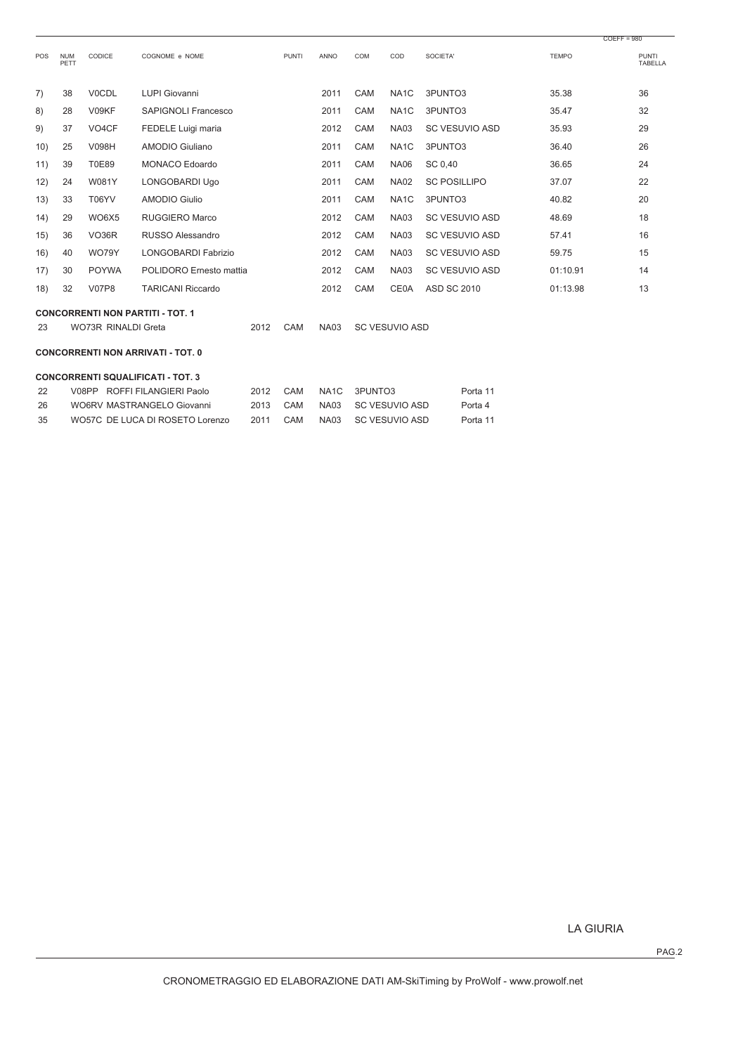COEFF = 980

| POS | NUM PETT | CODICE | COGNOME e NOME | PUNTI | ANNO | COM | COD | SOCIETA' | TEMPO | PUNTI TABELLA |
|---|---|---|---|---|---|---|---|---|---|---|
| 7) | 38 | V0CDL | LUPI Giovanni | | 2011 | CAM | NA1C | 3PUNTO3 | 35.38 | 36 |
| 8) | 28 | V09KF | SAPIGNOLI Francesco | | 2011 | CAM | NA1C | 3PUNTO3 | 35.47 | 32 |
| 9) | 37 | VO4CF | FEDELE Luigi maria | | 2012 | CAM | NA03 | SC VESUVIO ASD | 35.93 | 29 |
| 10) | 25 | V098H | AMODIO Giuliano | | 2011 | CAM | NA1C | 3PUNTO3 | 36.40 | 26 |
| 11) | 39 | T0E89 | MONACO Edoardo | | 2011 | CAM | NA06 | SC 0,40 | 36.65 | 24 |
| 12) | 24 | W081Y | LONGOBARDI Ugo | | 2011 | CAM | NA02 | SC POSILLIPO | 37.07 | 22 |
| 13) | 33 | T06YV | AMODIO Giulio | | 2011 | CAM | NA1C | 3PUNTO3 | 40.82 | 20 |
| 14) | 29 | WO6X5 | RUGGIERO Marco | | 2012 | CAM | NA03 | SC VESUVIO ASD | 48.69 | 18 |
| 15) | 36 | VO36R | RUSSO Alessandro | | 2012 | CAM | NA03 | SC VESUVIO ASD | 57.41 | 16 |
| 16) | 40 | WO79Y | LONGOBARDI Fabrizio | | 2012 | CAM | NA03 | SC VESUVIO ASD | 59.75 | 15 |
| 17) | 30 | POYWA | POLIDORO Ernesto mattia | | 2012 | CAM | NA03 | SC VESUVIO ASD | 01:10.91 | 14 |
| 18) | 32 | V07P8 | TARICANI Riccardo | | 2012 | CAM | CE0A | ASD SC 2010 | 01:13.98 | 13 |

**CONCORRENTI NON PARTITI - TOT. 1**

| | | | | | | |
|---|---|---|---|---|---|---|
| 23 | WO73R RINALDI Greta | 2012 | CAM | NA03 | SC VESUVIO ASD | |

**CONCORRENTI NON ARRIVATI - TOT. 0**

**CONCORRENTI SQUALIFICATI - TOT. 3**

| | | | | | | |
|---|---|---|---|---|---|---|
| 22 | V08PP ROFFI FILANGIERI Paolo | 2012 | CAM | NA1C | 3PUNTO3 | Porta 11 |
| 26 | WO6RV MASTRANGELO Giovanni | 2013 | CAM | NA03 | SC VESUVIO ASD | Porta 4 |
| 35 | WO57C DE LUCA DI ROSETO Lorenzo | 2011 | CAM | NA03 | SC VESUVIO ASD | Porta 11 |

LA GIURIA

CRONOMETRAGGIO ED ELABORAZIONE DATI AM-SkiTiming by ProWolf - www.prowolf.net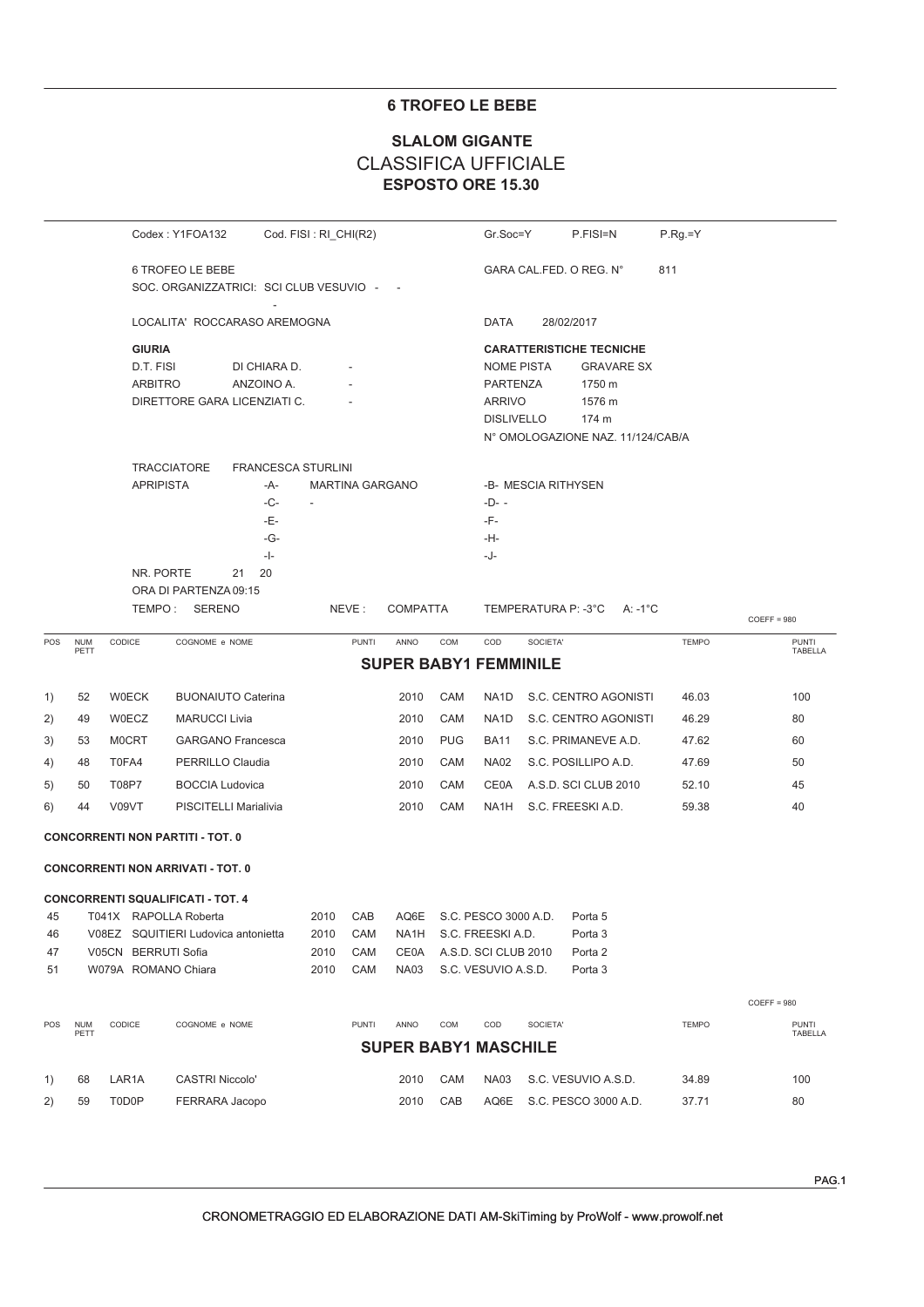# 6 TROFEO LE BEBE

## SLALOM GIGANTE

## CLASSIFICA UFFICIALE

### ESPOSTO ORE 15.30

Codex : Y1FOA132 Cod. FISI : RI_CHI(R2) Gr.Soc=Y P.FISI=N P.Rg.=Y

6 TROFEO LE BEBE — GARA CAL.FED. O REG. N° 811

SOC. ORGANIZZATRICI: SCI CLUB VESUVIO - -

LOCALITA' ROCCARASO AREMOGNA — DATA 28/02/2017

**GIURIA**

D.T. FISI DI CHIARA D. -

ARBITRO ANZOINO A. -

DIRETTORE GARA LICENZIATI C. -

**CARATTERISTICHE TECNICHE**

NOME PISTA GRAVARE SX

PARTENZA 1750 m

ARRIVO 1576 m

DISLIVELLO 174 m

N° OMOLOGAZIONE NAZ. 11/124/CAB/A

TRACCIATORE FRANCESCA STURLINI

APRIPISTA -A- MARTINA GARGANO -B- MESCIA RITHYSEN

-C- - -D- -

-E- -F-

-G- -H-

-I- -J-

NR. PORTE 21 20

ORA DI PARTENZA 09:15

TEMPO : SERENO NEVE : COMPATTA TEMPERATURA P: -3°C A: -1°C

COEFF = 980

### SUPER BABY1 FEMMINILE

| POS | NUM PETT | CODICE | COGNOME e NOME | PUNTI | ANNO | COM | COD | SOCIETA' | TEMPO | PUNTI TABELLA |
|---|---|---|---|---|---|---|---|---|---|---|
| 1) | 52 | W0ECK | BUONAIUTO Caterina | | 2010 | CAM | NA1D | S.C. CENTRO AGONISTI | 46.03 | 100 |
| 2) | 49 | W0ECZ | MARUCCI Livia | | 2010 | CAM | NA1D | S.C. CENTRO AGONISTI | 46.29 | 80 |
| 3) | 53 | M0CRT | GARGANO Francesca | | 2010 | PUG | BA11 | S.C. PRIMANEVE A.D. | 47.62 | 60 |
| 4) | 48 | T0FA4 | PERRILLO Claudia | | 2010 | CAM | NA02 | S.C. POSILLIPO A.D. | 47.69 | 50 |
| 5) | 50 | T08P7 | BOCCIA Ludovica | | 2010 | CAM | CE0A | A.S.D. SCI CLUB 2010 | 52.10 | 45 |
| 6) | 44 | V09VT | PISCITELLI Marialivia | | 2010 | CAM | NA1H | S.C. FREESKI A.D. | 59.38 | 40 |

**CONCORRENTI NON PARTITI - TOT. 0**

**CONCORRENTI NON ARRIVATI - TOT. 0**

**CONCORRENTI SQUALIFICATI - TOT. 4**

| NUM | CODICE | COGNOME e NOME | ANNO | COM | COD | SOCIETA' | |
|---|---|---|---|---|---|---|---|
| 45 | T041X | RAPOLLA Roberta | 2010 | CAB | AQ6E | S.C. PESCO 3000 A.D. | Porta 5 |
| 46 | V08EZ | SQUITIERI Ludovica antonietta | 2010 | CAM | NA1H | S.C. FREESKI A.D. | Porta 3 |
| 47 | V05CN | BERRUTI Sofia | 2010 | CAM | CE0A | A.S.D. SCI CLUB 2010 | Porta 2 |
| 51 | W079A | ROMANO Chiara | 2010 | CAM | NA03 | S.C. VESUVIO A.S.D. | Porta 3 |

COEFF = 980

### SUPER BABY1 MASCHILE

| POS | NUM PETT | CODICE | COGNOME e NOME | PUNTI | ANNO | COM | COD | SOCIETA' | TEMPO | PUNTI TABELLA |
|---|---|---|---|---|---|---|---|---|---|---|
| 1) | 68 | LAR1A | CASTRI Niccolo' | | 2010 | CAM | NA03 | S.C. VESUVIO A.S.D. | 34.89 | 100 |
| 2) | 59 | T0D0P | FERRARA Jacopo | | 2010 | CAB | AQ6E | S.C. PESCO 3000 A.D. | 37.71 | 80 |

CRONOMETRAGGIO ED ELABORAZIONE DATI AM-SkiTiming by ProWolf - www.prowolf.net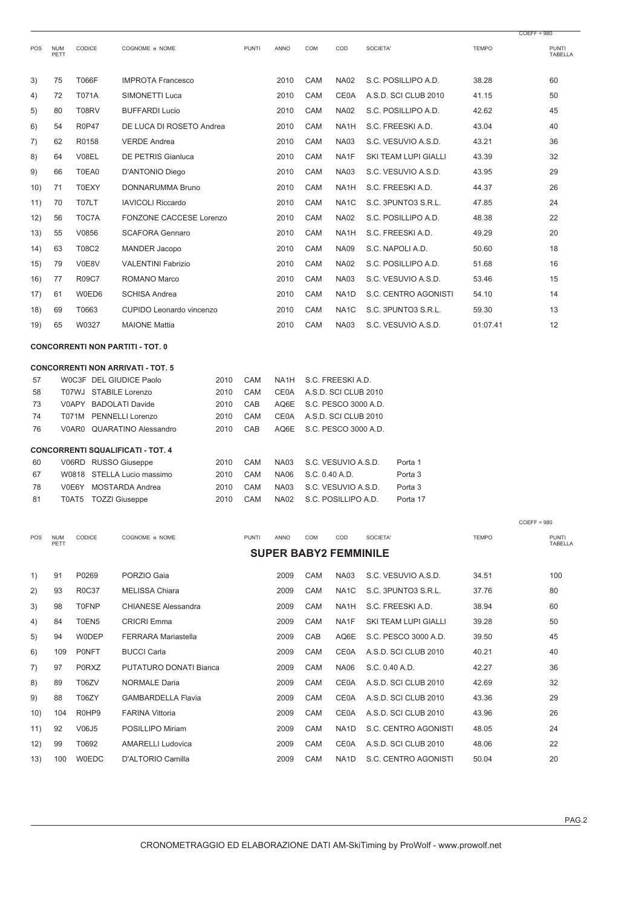COEFF = 980

| POS | NUM PETT | CODICE | COGNOME e NOME | PUNTI | ANNO | COM | COD | SOCIETA' | TEMPO | PUNTI TABELLA |
|---|---|---|---|---|---|---|---|---|---|---|
| 3) | 75 | T066F | IMPROTA Francesco | | 2010 | CAM | NA02 | S.C. POSILLIPO A.D. | 38.28 | 60 |
| 4) | 72 | T071A | SIMONETTI Luca | | 2010 | CAM | CE0A | A.S.D. SCI CLUB 2010 | 41.15 | 50 |
| 5) | 80 | T08RV | BUFFARDI Lucio | | 2010 | CAM | NA02 | S.C. POSILLIPO A.D. | 42.62 | 45 |
| 6) | 54 | R0P47 | DE LUCA DI ROSETO Andrea | | 2010 | CAM | NA1H | S.C. FREESKI A.D. | 43.04 | 40 |
| 7) | 62 | R0158 | VERDE Andrea | | 2010 | CAM | NA03 | S.C. VESUVIO A.S.D. | 43.21 | 36 |
| 8) | 64 | V08EL | DE PETRIS Gianluca | | 2010 | CAM | NA1F | SKI TEAM LUPI GIALLI | 43.39 | 32 |
| 9) | 66 | T0EA0 | D'ANTONIO Diego | | 2010 | CAM | NA03 | S.C. VESUVIO A.S.D. | 43.95 | 29 |
| 10) | 71 | T0EXY | DONNARUMMA Bruno | | 2010 | CAM | NA1H | S.C. FREESKI A.D. | 44.37 | 26 |
| 11) | 70 | T07LT | IAVICOLI Riccardo | | 2010 | CAM | NA1C | S.C. 3PUNTO3 S.R.L. | 47.85 | 24 |
| 12) | 56 | T0C7A | FONZONE CACCESE Lorenzo | | 2010 | CAM | NA02 | S.C. POSILLIPO A.D. | 48.38 | 22 |
| 13) | 55 | V0856 | SCAFORA Gennaro | | 2010 | CAM | NA1H | S.C. FREESKI A.D. | 49.29 | 20 |
| 14) | 63 | T08C2 | MANDER Jacopo | | 2010 | CAM | NA09 | S.C. NAPOLI A.D. | 50.60 | 18 |
| 15) | 79 | V0E8V | VALENTINI Fabrizio | | 2010 | CAM | NA02 | S.C. POSILLIPO A.D. | 51.68 | 16 |
| 16) | 77 | R09C7 | ROMANO Marco | | 2010 | CAM | NA03 | S.C. VESUVIO A.S.D. | 53.46 | 15 |
| 17) | 61 | W0ED6 | SCHISA Andrea | | 2010 | CAM | NA1D | S.C. CENTRO AGONISTI | 54.10 | 14 |
| 18) | 69 | T0663 | CUPIDO Leonardo vincenzo | | 2010 | CAM | NA1C | S.C. 3PUNTO3 S.R.L. | 59.30 | 13 |
| 19) | 65 | W0327 | MAIONE Mattia | | 2010 | CAM | NA03 | S.C. VESUVIO A.S.D. | 01:07.41 | 12 |

**CONCORRENTI NON PARTITI - TOT. 0**

**CONCORRENTI NON ARRIVATI - TOT. 5**

| NUM | CODICE | COGNOME e NOME | ANNO | COM | COD | SOCIETA' |
|---|---|---|---|---|---|---|
| 57 | W0C3F | DEL GIUDICE Paolo | 2010 | CAM | NA1H | S.C. FREESKI A.D. |
| 58 | T07WJ | STABILE Lorenzo | 2010 | CAM | CE0A | A.S.D. SCI CLUB 2010 |
| 73 | V0APY | BADOLATI Davide | 2010 | CAB | AQ6E | S.C. PESCO 3000 A.D. |
| 74 | T071M | PENNELLI Lorenzo | 2010 | CAM | CE0A | A.S.D. SCI CLUB 2010 |
| 76 | V0AR0 | QUARATINO Alessandro | 2010 | CAB | AQ6E | S.C. PESCO 3000 A.D. |

**CONCORRENTI SQUALIFICATI - TOT. 4**

| NUM | CODICE | COGNOME e NOME | ANNO | COM | COD | SOCIETA' | |
|---|---|---|---|---|---|---|---|
| 60 | V06RD | RUSSO Giuseppe | 2010 | CAM | NA03 | S.C. VESUVIO A.S.D. | Porta 1 |
| 67 | W0818 | STELLA Lucio massimo | 2010 | CAM | NA06 | S.C. 0.40 A.D. | Porta 3 |
| 78 | V0E6Y | MOSTARDA Andrea | 2010 | CAM | NA03 | S.C. VESUVIO A.S.D. | Porta 3 |
| 81 | T0AT5 | TOZZI Giuseppe | 2010 | CAM | NA02 | S.C. POSILLIPO A.D. | Porta 17 |

COEFF = 980

## SUPER BABY2 FEMMINILE

| POS | NUM PETT | CODICE | COGNOME e NOME | PUNTI | ANNO | COM | COD | SOCIETA' | TEMPO | PUNTI TABELLA |
|---|---|---|---|---|---|---|---|---|---|---|
| 1) | 91 | P0269 | PORZIO Gaia | | 2009 | CAM | NA03 | S.C. VESUVIO A.S.D. | 34.51 | 100 |
| 2) | 93 | R0C37 | MELISSA Chiara | | 2009 | CAM | NA1C | S.C. 3PUNTO3 S.R.L. | 37.76 | 80 |
| 3) | 98 | T0FNP | CHIANESE Alessandra | | 2009 | CAM | NA1H | S.C. FREESKI A.D. | 38.94 | 60 |
| 4) | 84 | T0EN5 | CRICRI Emma | | 2009 | CAM | NA1F | SKI TEAM LUPI GIALLI | 39.28 | 50 |
| 5) | 94 | W0DEP | FERRARA Mariastella | | 2009 | CAB | AQ6E | S.C. PESCO 3000 A.D. | 39.50 | 45 |
| 6) | 109 | P0NFT | BUCCI Carla | | 2009 | CAM | CE0A | A.S.D. SCI CLUB 2010 | 40.21 | 40 |
| 7) | 97 | P0RXZ | PUTATURO DONATI Bianca | | 2009 | CAM | NA06 | S.C. 0.40 A.D. | 42.27 | 36 |
| 8) | 89 | T06ZV | NORMALE Daria | | 2009 | CAM | CE0A | A.S.D. SCI CLUB 2010 | 42.69 | 32 |
| 9) | 88 | T06ZY | GAMBARDELLA Flavia | | 2009 | CAM | CE0A | A.S.D. SCI CLUB 2010 | 43.36 | 29 |
| 10) | 104 | R0HP9 | FARINA Vittoria | | 2009 | CAM | CE0A | A.S.D. SCI CLUB 2010 | 43.96 | 26 |
| 11) | 92 | V06J5 | POSILLIPO Miriam | | 2009 | CAM | NA1D | S.C. CENTRO AGONISTI | 48.05 | 24 |
| 12) | 99 | T0692 | AMARELLI Ludovica | | 2009 | CAM | CE0A | A.S.D. SCI CLUB 2010 | 48.06 | 22 |
| 13) | 100 | W0EDC | D'ALTORIO Camilla | | 2009 | CAM | NA1D | S.C. CENTRO AGONISTI | 50.04 | 20 |

CRONOMETRAGGIO ED ELABORAZIONE DATI AM-SkiTiming by ProWolf - www.prowolf.net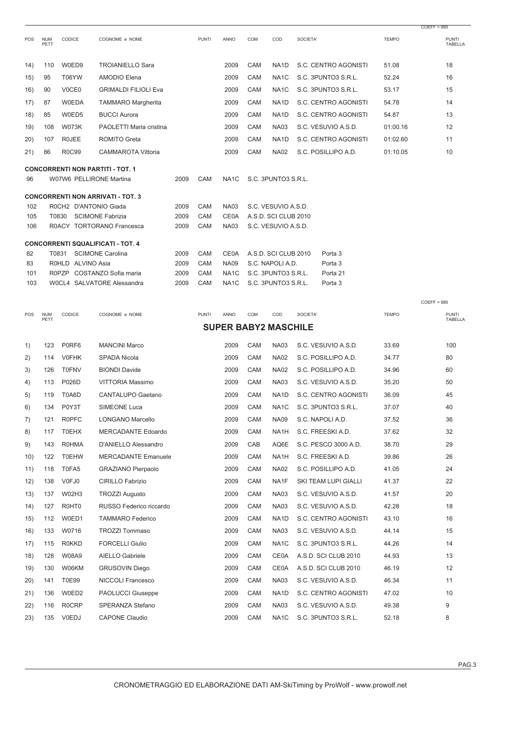COEFF = 980

| POS | NUM PETT | CODICE | COGNOME e NOME | PUNTI | ANNO | COM | COD | SOCIETA' | TEMPO | PUNTI TABELLA |
|---|---|---|---|---|---|---|---|---|---|---|
| 14) | 110 | W0ED9 | TROIANIELLO Sara | | 2009 | CAM | NA1D | S.C. CENTRO AGONISTI | 51.08 | 18 |
| 15) | 95 | T06YW | AMODIO Elena | | 2009 | CAM | NA1C | S.C. 3PUNTO3 S.R.L. | 52.24 | 16 |
| 16) | 90 | V0CE0 | GRIMALDI FILIOLI Eva | | 2009 | CAM | NA1C | S.C. 3PUNTO3 S.R.L. | 53.17 | 15 |
| 17) | 87 | W0EDA | TAMMARO Margherita | | 2009 | CAM | NA1D | S.C. CENTRO AGONISTI | 54.78 | 14 |
| 18) | 85 | W0ED5 | BUCCI Aurora | | 2009 | CAM | NA1D | S.C. CENTRO AGONISTI | 54.87 | 13 |
| 19) | 108 | W073K | PAOLETTI Maria cristina | | 2009 | CAM | NA03 | S.C. VESUVIO A.S.D. | 01:00.16 | 12 |
| 20) | 107 | R0JEE | ROMITO Greta | | 2009 | CAM | NA1D | S.C. CENTRO AGONISTI | 01:02.60 | 11 |
| 21) | 86 | R0C99 | CAMMAROTA Vittoria | | 2009 | CAM | NA02 | S.C. POSILLIPO A.D. | 01:10.05 | 10 |

**CONCORRENTI NON PARTITI - TOT. 1**

| NUM | CODICE | COGNOME e NOME | ANNO | COM | COD | SOCIETA' |
|---|---|---|---|---|---|---|
| 96 | W07W6 | PELLIRONE Martina | 2009 | CAM | NA1C | S.C. 3PUNTO3 S.R.L. |

**CONCORRENTI NON ARRIVATI - TOT. 3**

| NUM | CODICE | COGNOME e NOME | ANNO | COM | COD | SOCIETA' |
|---|---|---|---|---|---|---|
| 102 | R0CH2 | D'ANTONIO Giada | 2009 | CAM | NA03 | S.C. VESUVIO A.S.D. |
| 105 | T0830 | SCIMONE Fabrizia | 2009 | CAM | CE0A | A.S.D. SCI CLUB 2010 |
| 106 | R0ACY | TORTORANO Francesca | 2009 | CAM | NA03 | S.C. VESUVIO A.S.D. |

**CONCORRENTI SQUALIFICATI - TOT. 4**

| NUM | CODICE | COGNOME e NOME | ANNO | COM | COD | SOCIETA' | |
|---|---|---|---|---|---|---|---|
| 82 | T0831 | SCIMONE Carolina | 2009 | CAM | CE0A | A.S.D. SCI CLUB 2010 | Porta 3 |
| 83 | R0HLD | ALVINO Asia | 2009 | CAM | NA09 | S.C. NAPOLI A.D. | Porta 3 |
| 101 | R0PZP | COSTANZO Sofia maria | 2009 | CAM | NA1C | S.C. 3PUNTO3 S.R.L. | Porta 21 |
| 103 | W0CL4 | SALVATORE Alessandra | 2009 | CAM | NA1C | S.C. 3PUNTO3 S.R.L. | Porta 3 |

COEFF = 980

## SUPER BABY2 MASCHILE

| POS | NUM PETT | CODICE | COGNOME e NOME | PUNTI | ANNO | COM | COD | SOCIETA' | TEMPO | PUNTI TABELLA |
|---|---|---|---|---|---|---|---|---|---|---|
| 1) | 123 | P0RF6 | MANCINI Marco | | 2009 | CAM | NA03 | S.C. VESUVIO A.S.D. | 33.69 | 100 |
| 2) | 114 | V0FHK | SPADA Nicola | | 2009 | CAM | NA02 | S.C. POSILLIPO A.D. | 34.77 | 80 |
| 3) | 126 | T0FNV | BIONDI Davide | | 2009 | CAM | NA02 | S.C. POSILLIPO A.D. | 34.96 | 60 |
| 4) | 113 | P026D | VITTORIA Massimo | | 2009 | CAM | NA03 | S.C. VESUVIO A.S.D. | 35.20 | 50 |
| 5) | 119 | T0A6D | CANTALUPO Gaetano | | 2009 | CAM | NA1D | S.C. CENTRO AGONISTI | 36.09 | 45 |
| 6) | 134 | P0Y3T | SIMEONE Luca | | 2009 | CAM | NA1C | S.C. 3PUNTO3 S.R.L. | 37.07 | 40 |
| 7) | 121 | R0PFC | LONGANO Marcello | | 2009 | CAM | NA09 | S.C. NAPOLI A.D. | 37.52 | 36 |
| 8) | 117 | T0EHX | MERCADANTE Edoardo | | 2009 | CAM | NA1H | S.C. FREESKI A.D. | 37.62 | 32 |
| 9) | 143 | R0HMA | D'ANIELLO Alessandro | | 2009 | CAB | AQ6E | S.C. PESCO 3000 A.D. | 38.70 | 29 |
| 10) | 122 | T0EHW | MERCADANTE Emanuele | | 2009 | CAM | NA1H | S.C. FREESKI A.D. | 39.86 | 26 |
| 11) | 118 | T0FA5 | GRAZIANO Pierpaolo | | 2009 | CAM | NA02 | S.C. POSILLIPO A.D. | 41.05 | 24 |
| 12) | 138 | V0FJ0 | CIRILLO Fabrizio | | 2009 | CAM | NA1F | SKI TEAM LUPI GIALLI | 41.37 | 22 |
| 13) | 137 | W02H3 | TROZZI Augusto | | 2009 | CAM | NA03 | S.C. VESUVIO A.S.D. | 41.57 | 20 |
| 14) | 127 | R0HT0 | RUSSO Federico riccardo | | 2009 | CAM | NA03 | S.C. VESUVIO A.S.D. | 42.28 | 18 |
| 15) | 112 | W0ED1 | TAMMARO Federico | | 2009 | CAM | NA1D | S.C. CENTRO AGONISTI | 43.10 | 16 |
| 16) | 133 | W0716 | TROZZI Tommaso | | 2009 | CAM | NA03 | S.C. VESUVIO A.S.D. | 44.14 | 15 |
| 17) | 115 | R0KKD | FORCELLI Giulio | | 2009 | CAM | NA1C | S.C. 3PUNTO3 S.R.L. | 44.26 | 14 |
| 18) | 128 | W08A9 | AIELLO Gabriele | | 2009 | CAM | CE0A | A.S.D. SCI CLUB 2010 | 44.93 | 13 |
| 19) | 130 | W06KM | GRUSOVIN Diego | | 2009 | CAM | CE0A | A.S.D. SCI CLUB 2010 | 46.19 | 12 |
| 20) | 141 | T0E99 | NICCOLI Francesco | | 2009 | CAM | NA03 | S.C. VESUVIO A.S.D. | 46.34 | 11 |
| 21) | 136 | W0ED2 | PAOLUCCI Giuseppe | | 2009 | CAM | NA1D | S.C. CENTRO AGONISTI | 47.02 | 10 |
| 22) | 116 | R0CRP | SPERANZA Stefano | | 2009 | CAM | NA03 | S.C. VESUVIO A.S.D. | 49.38 | 9 |
| 23) | 135 | V0EDJ | CAPONE Claudio | | 2009 | CAM | NA1C | S.C. 3PUNTO3 S.R.L. | 52.18 | 8 |

CRONOMETRAGGIO ED ELABORAZIONE DATI AM-SkiTiming by ProWolf - www.prowolf.net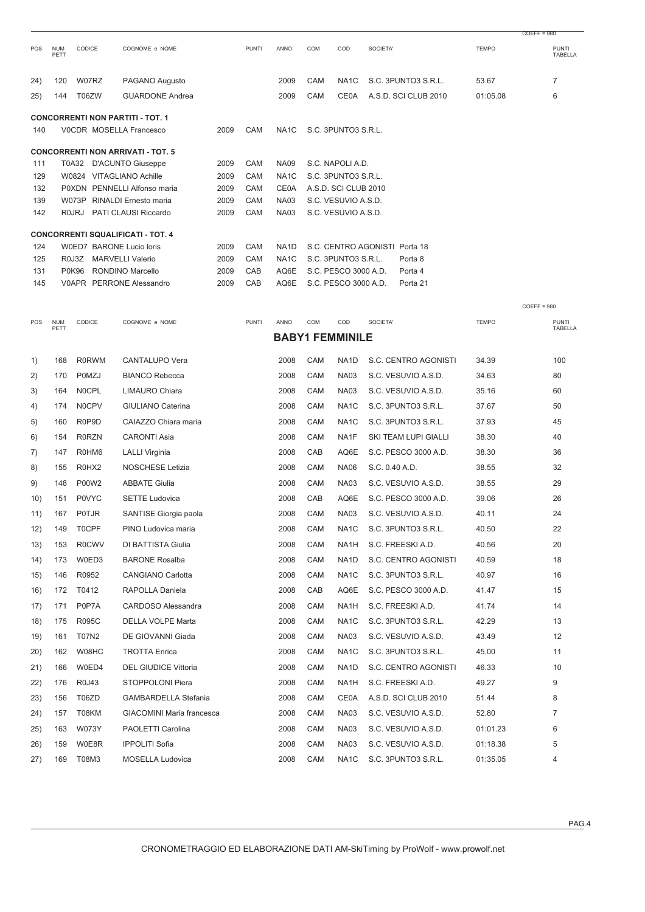COEFF = 980

| POS | NUM PETT | CODICE | COGNOME e NOME | PUNTI | ANNO | COM | COD | SOCIETA' | TEMPO | PUNTI TABELLA |
|---|---|---|---|---|---|---|---|---|---|---|
| 24) | 120 | W07RZ | PAGANO Augusto | | 2009 | CAM | NA1C | S.C. 3PUNTO3 S.R.L. | 53.67 | 7 |
| 25) | 144 | T06ZW | GUARDONE Andrea | | 2009 | CAM | CE0A | A.S.D. SCI CLUB 2010 | 01:05.08 | 6 |

**CONCORRENTI NON PARTITI - TOT. 1**

| NUM | CODICE | COGNOME e NOME | ANNO | COM | COD | SOCIETA' | |
|---|---|---|---|---|---|---|---|
| 140 | V0CDR | MOSELLA Francesco | 2009 | CAM | NA1C | S.C. 3PUNTO3 S.R.L. | |

**CONCORRENTI NON ARRIVATI - TOT. 5**

| NUM | CODICE | COGNOME e NOME | ANNO | COM | COD | SOCIETA' | |
|---|---|---|---|---|---|---|---|
| 111 | T0A32 | D'ACUNTO Giuseppe | 2009 | CAM | NA09 | S.C. NAPOLI A.D. | |
| 129 | W0824 | VITAGLIANO Achille | 2009 | CAM | NA1C | S.C. 3PUNTO3 S.R.L. | |
| 132 | P0XDN | PENNELLI Alfonso maria | 2009 | CAM | CE0A | A.S.D. SCI CLUB 2010 | |
| 139 | W073P | RINALDI Ernesto maria | 2009 | CAM | NA03 | S.C. VESUVIO A.S.D. | |
| 142 | R0JRJ | PATI CLAUSI Riccardo | 2009 | CAM | NA03 | S.C. VESUVIO A.S.D. | |

**CONCORRENTI SQUALIFICATI - TOT. 4**

| NUM | CODICE | COGNOME e NOME | ANNO | COM | COD | SOCIETA' | |
|---|---|---|---|---|---|---|---|
| 124 | W0ED7 | BARONE Lucio Ioris | 2009 | CAM | NA1D | S.C. CENTRO AGONISTI | Porta 18 |
| 125 | R0J3Z | MARVELLI Valerio | 2009 | CAM | NA1C | S.C. 3PUNTO3 S.R.L. | Porta 8 |
| 131 | P0K96 | RONDINO Marcello | 2009 | CAB | AQ6E | S.C. PESCO 3000 A.D. | Porta 4 |
| 145 | V0APR | PERRONE Alessandro | 2009 | CAB | AQ6E | S.C. PESCO 3000 A.D. | Porta 21 |

COEFF = 980

## BABY1 FEMMINILE

| POS | NUM PETT | CODICE | COGNOME e NOME | PUNTI | ANNO | COM | COD | SOCIETA' | TEMPO | PUNTI TABELLA |
|---|---|---|---|---|---|---|---|---|---|---|
| 1) | 168 | R0RWM | CANTALUPO Vera | | 2008 | CAM | NA1D | S.C. CENTRO AGONISTI | 34.39 | 100 |
| 2) | 170 | P0MZJ | BIANCO Rebecca | | 2008 | CAM | NA03 | S.C. VESUVIO A.S.D. | 34.63 | 80 |
| 3) | 164 | N0CPL | LIMAURO Chiara | | 2008 | CAM | NA03 | S.C. VESUVIO A.S.D. | 35.16 | 60 |
| 4) | 174 | N0CPV | GIULIANO Caterina | | 2008 | CAM | NA1C | S.C. 3PUNTO3 S.R.L. | 37.67 | 50 |
| 5) | 160 | R0P9D | CAIAZZO Chiara maria | | 2008 | CAM | NA1C | S.C. 3PUNTO3 S.R.L. | 37.93 | 45 |
| 6) | 154 | R0RZN | CARONTI Asia | | 2008 | CAM | NA1F | SKI TEAM LUPI GIALLI | 38.30 | 40 |
| 7) | 147 | R0HM6 | LALLI Virginia | | 2008 | CAB | AQ6E | S.C. PESCO 3000 A.D. | 38.30 | 36 |
| 8) | 155 | R0HX2 | NOSCHESE Letizia | | 2008 | CAM | NA06 | S.C. 0.40 A.D. | 38.55 | 32 |
| 9) | 148 | P00W2 | ABBATE Giulia | | 2008 | CAM | NA03 | S.C. VESUVIO A.S.D. | 38.55 | 29 |
| 10) | 151 | P0VYC | SETTE Ludovica | | 2008 | CAB | AQ6E | S.C. PESCO 3000 A.D. | 39.06 | 26 |
| 11) | 167 | P0TJR | SANTISE Giorgia paola | | 2008 | CAM | NA03 | S.C. VESUVIO A.S.D. | 40.11 | 24 |
| 12) | 149 | T0CPF | PINO Ludovica maria | | 2008 | CAM | NA1C | S.C. 3PUNTO3 S.R.L. | 40.50 | 22 |
| 13) | 153 | R0CWV | DI BATTISTA Giulia | | 2008 | CAM | NA1H | S.C. FREESKI A.D. | 40.56 | 20 |
| 14) | 173 | W0ED3 | BARONE Rosalba | | 2008 | CAM | NA1D | S.C. CENTRO AGONISTI | 40.59 | 18 |
| 15) | 146 | R0952 | CANGIANO Carlotta | | 2008 | CAM | NA1C | S.C. 3PUNTO3 S.R.L. | 40.97 | 16 |
| 16) | 172 | T0412 | RAPOLLA Daniela | | 2008 | CAB | AQ6E | S.C. PESCO 3000 A.D. | 41.47 | 15 |
| 17) | 171 | P0P7A | CARDOSO Alessandra | | 2008 | CAM | NA1H | S.C. FREESKI A.D. | 41.74 | 14 |
| 18) | 175 | R095C | DELLA VOLPE Marta | | 2008 | CAM | NA1C | S.C. 3PUNTO3 S.R.L. | 42.29 | 13 |
| 19) | 161 | T07N2 | DE GIOVANNI Giada | | 2008 | CAM | NA03 | S.C. VESUVIO A.S.D. | 43.49 | 12 |
| 20) | 162 | W08HC | TROTTA Enrica | | 2008 | CAM | NA1C | S.C. 3PUNTO3 S.R.L. | 45.00 | 11 |
| 21) | 166 | W0ED4 | DEL GIUDICE Vittoria | | 2008 | CAM | NA1D | S.C. CENTRO AGONISTI | 46.33 | 10 |
| 22) | 176 | R0J43 | STOPPOLONI Piera | | 2008 | CAM | NA1H | S.C. FREESKI A.D. | 49.27 | 9 |
| 23) | 156 | T06ZD | GAMBARDELLA Stefania | | 2008 | CAM | CE0A | A.S.D. SCI CLUB 2010 | 51.44 | 8 |
| 24) | 157 | T08KM | GIACOMINI Maria francesca | | 2008 | CAM | NA03 | S.C. VESUVIO A.S.D. | 52.80 | 7 |
| 25) | 163 | W073Y | PAOLETTI Carolina | | 2008 | CAM | NA03 | S.C. VESUVIO A.S.D. | 01:01.23 | 6 |
| 26) | 159 | W0E8R | IPPOLITI Sofia | | 2008 | CAM | NA03 | S.C. VESUVIO A.S.D. | 01:18.38 | 5 |
| 27) | 169 | T08M3 | MOSELLA Ludovica | | 2008 | CAM | NA1C | S.C. 3PUNTO3 S.R.L. | 01:35.05 | 4 |

CRONOMETRAGGIO ED ELABORAZIONE DATI AM-SkiTiming by ProWolf - www.prowolf.net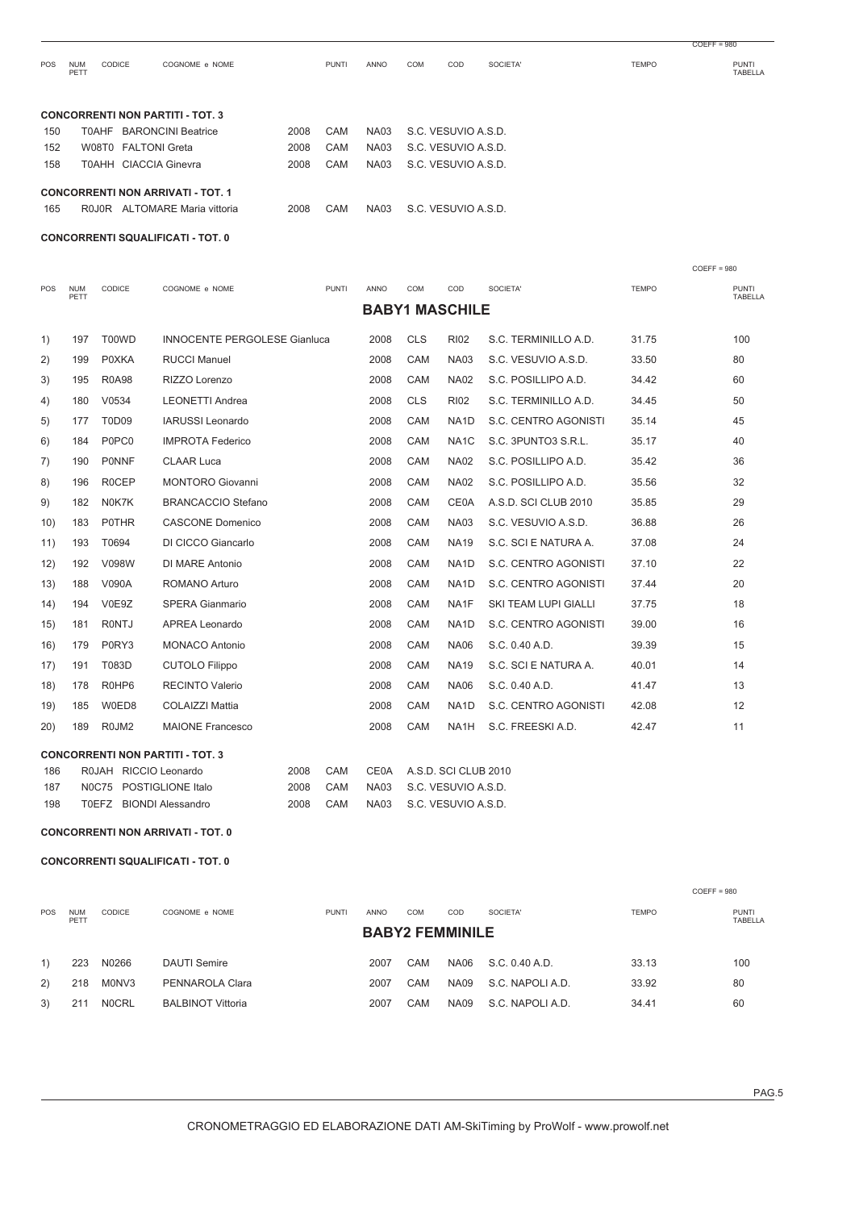COEFF = 980

| POS | NUM PETT | CODICE | COGNOME e NOME | PUNTI | ANNO | COM | COD | SOCIETA' | TEMPO | PUNTI TABELLA |
|---|---|---|---|---|---|---|---|---|---|---|

**CONCORRENTI NON PARTITI - TOT. 3**

| NUM | CODICE | COGNOME e NOME | ANNO | COM | COD | SOCIETA' |
|---|---|---|---|---|---|---|
| 150 | T0AHF | BARONCINI Beatrice | 2008 | CAM | NA03 | S.C. VESUVIO A.S.D. |
| 152 | W08T0 | FALTONI Greta | 2008 | CAM | NA03 | S.C. VESUVIO A.S.D. |
| 158 | T0AHH | CIACCIA Ginevra | 2008 | CAM | NA03 | S.C. VESUVIO A.S.D. |

**CONCORRENTI NON ARRIVATI - TOT. 1**

| NUM | CODICE | COGNOME e NOME | ANNO | COM | COD | SOCIETA' |
|---|---|---|---|---|---|---|
| 165 | R0J0R | ALTOMARE Maria vittoria | 2008 | CAM | NA03 | S.C. VESUVIO A.S.D. |

**CONCORRENTI SQUALIFICATI - TOT. 0**

COEFF = 980

## BABY1 MASCHILE

| POS | NUM PETT | CODICE | COGNOME e NOME | PUNTI | ANNO | COM | COD | SOCIETA' | TEMPO | PUNTI TABELLA |
|---|---|---|---|---|---|---|---|---|---|---|
| 1) | 197 | T00WD | INNOCENTE PERGOLESE Gianluca | | 2008 | CLS | RI02 | S.C. TERMINILLO A.D. | 31.75 | 100 |
| 2) | 199 | P0XKA | RUCCI Manuel | | 2008 | CAM | NA03 | S.C. VESUVIO A.S.D. | 33.50 | 80 |
| 3) | 195 | R0A98 | RIZZO Lorenzo | | 2008 | CAM | NA02 | S.C. POSILLIPO A.D. | 34.42 | 60 |
| 4) | 180 | V0534 | LEONETTI Andrea | | 2008 | CLS | RI02 | S.C. TERMINILLO A.D. | 34.45 | 50 |
| 5) | 177 | T0D09 | IARUSSI Leonardo | | 2008 | CAM | NA1D | S.C. CENTRO AGONISTI | 35.14 | 45 |
| 6) | 184 | P0PC0 | IMPROTA Federico | | 2008 | CAM | NA1C | S.C. 3PUNTO3 S.R.L. | 35.17 | 40 |
| 7) | 190 | P0NNF | CLAAR Luca | | 2008 | CAM | NA02 | S.C. POSILLIPO A.D. | 35.42 | 36 |
| 8) | 196 | R0CEP | MONTORO Giovanni | | 2008 | CAM | NA02 | S.C. POSILLIPO A.D. | 35.56 | 32 |
| 9) | 182 | N0K7K | BRANCACCIO Stefano | | 2008 | CAM | CE0A | A.S.D. SCI CLUB 2010 | 35.85 | 29 |
| 10) | 183 | P0THR | CASCONE Domenico | | 2008 | CAM | NA03 | S.C. VESUVIO A.S.D. | 36.88 | 26 |
| 11) | 193 | T0694 | DI CICCO Giancarlo | | 2008 | CAM | NA19 | S.C. SCI E NATURA A. | 37.08 | 24 |
| 12) | 192 | V098W | DI MARE Antonio | | 2008 | CAM | NA1D | S.C. CENTRO AGONISTI | 37.10 | 22 |
| 13) | 188 | V090A | ROMANO Arturo | | 2008 | CAM | NA1D | S.C. CENTRO AGONISTI | 37.44 | 20 |
| 14) | 194 | V0E9Z | SPERA Gianmario | | 2008 | CAM | NA1F | SKI TEAM LUPI GIALLI | 37.75 | 18 |
| 15) | 181 | R0NTJ | APREA Leonardo | | 2008 | CAM | NA1D | S.C. CENTRO AGONISTI | 39.00 | 16 |
| 16) | 179 | P0RY3 | MONACO Antonio | | 2008 | CAM | NA06 | S.C. 0.40 A.D. | 39.39 | 15 |
| 17) | 191 | T083D | CUTOLO Filippo | | 2008 | CAM | NA19 | S.C. SCI E NATURA A. | 40.01 | 14 |
| 18) | 178 | R0HP6 | RECINTO Valerio | | 2008 | CAM | NA06 | S.C. 0.40 A.D. | 41.47 | 13 |
| 19) | 185 | W0ED8 | COLAIZZI Mattia | | 2008 | CAM | NA1D | S.C. CENTRO AGONISTI | 42.08 | 12 |
| 20) | 189 | R0JM2 | MAIONE Francesco | | 2008 | CAM | NA1H | S.C. FREESKI A.D. | 42.47 | 11 |

**CONCORRENTI NON PARTITI - TOT. 3**

| NUM | CODICE | COGNOME e NOME | ANNO | COM | COD | SOCIETA' |
|---|---|---|---|---|---|---|
| 186 | R0JAH | RICCIO Leonardo | 2008 | CAM | CE0A | A.S.D. SCI CLUB 2010 |
| 187 | N0C75 | POSTIGLIONE Italo | 2008 | CAM | NA03 | S.C. VESUVIO A.S.D. |
| 198 | T0EFZ | BIONDI Alessandro | 2008 | CAM | NA03 | S.C. VESUVIO A.S.D. |

**CONCORRENTI NON ARRIVATI - TOT. 0**

**CONCORRENTI SQUALIFICATI - TOT. 0**

COEFF = 980

## BABY2 FEMMINILE

| POS | NUM PETT | CODICE | COGNOME e NOME | PUNTI | ANNO | COM | COD | SOCIETA' | TEMPO | PUNTI TABELLA |
|---|---|---|---|---|---|---|---|---|---|---|
| 1) | 223 | N0266 | DAUTI Semire | | 2007 | CAM | NA06 | S.C. 0.40 A.D. | 33.13 | 100 |
| 2) | 218 | M0NV3 | PENNAROLA Clara | | 2007 | CAM | NA09 | S.C. NAPOLI A.D. | 33.92 | 80 |
| 3) | 211 | N0CRL | BALBINOT Vittoria | | 2007 | CAM | NA09 | S.C. NAPOLI A.D. | 34.41 | 60 |

CRONOMETRAGGIO ED ELABORAZIONE DATI AM-SkiTiming by ProWolf - www.prowolf.net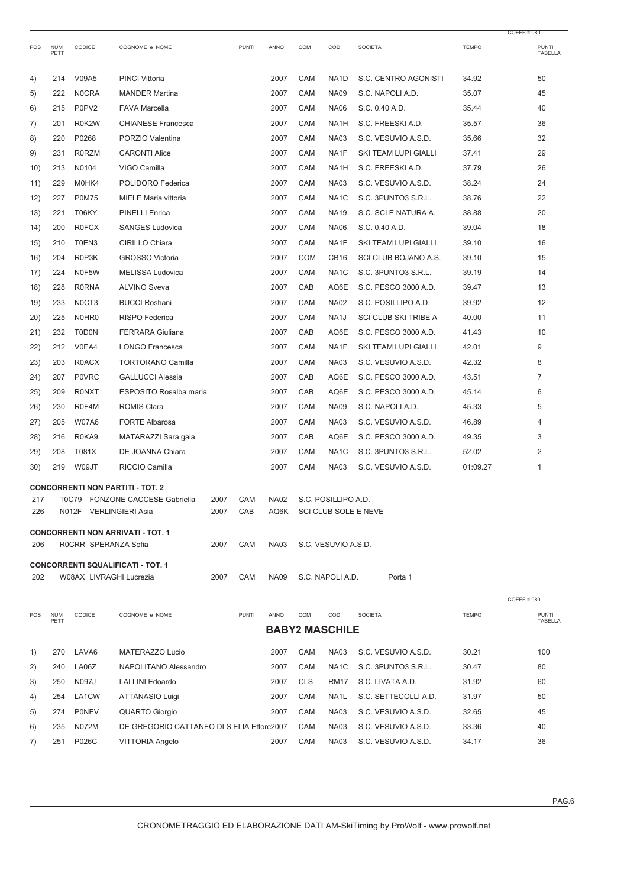COEFF = 980

| POS | NUM PETT | CODICE | COGNOME e NOME | PUNTI | ANNO | COM | COD | SOCIETA' | TEMPO | PUNTI TABELLA |
|---|---|---|---|---|---|---|---|---|---|---|
| 4) | 214 | V09A5 | PINCI Vittoria | | 2007 | CAM | NA1D | S.C. CENTRO AGONISTI | 34.92 | 50 |
| 5) | 222 | N0CRA | MANDER Martina | | 2007 | CAM | NA09 | S.C. NAPOLI A.D. | 35.07 | 45 |
| 6) | 215 | P0PV2 | FAVA Marcella | | 2007 | CAM | NA06 | S.C. 0.40 A.D. | 35.44 | 40 |
| 7) | 201 | R0K2W | CHIANESE Francesca | | 2007 | CAM | NA1H | S.C. FREESKI A.D. | 35.57 | 36 |
| 8) | 220 | P0268 | PORZIO Valentina | | 2007 | CAM | NA03 | S.C. VESUVIO A.S.D. | 35.66 | 32 |
| 9) | 231 | R0RZM | CARONTI Alice | | 2007 | CAM | NA1F | SKI TEAM LUPI GIALLI | 37.41 | 29 |
| 10) | 213 | N0104 | VIGO Camilla | | 2007 | CAM | NA1H | S.C. FREESKI A.D. | 37.79 | 26 |
| 11) | 229 | M0HK4 | POLIDORO Federica | | 2007 | CAM | NA03 | S.C. VESUVIO A.S.D. | 38.24 | 24 |
| 12) | 227 | P0M75 | MIELE Maria vittoria | | 2007 | CAM | NA1C | S.C. 3PUNTO3 S.R.L. | 38.76 | 22 |
| 13) | 221 | T06KY | PINELLI Enrica | | 2007 | CAM | NA19 | S.C. SCI E NATURA A. | 38.88 | 20 |
| 14) | 200 | R0FCX | SANGES Ludovica | | 2007 | CAM | NA06 | S.C. 0.40 A.D. | 39.04 | 18 |
| 15) | 210 | T0EN3 | CIRILLO Chiara | | 2007 | CAM | NA1F | SKI TEAM LUPI GIALLI | 39.10 | 16 |
| 16) | 204 | R0P3K | GROSSO Victoria | | 2007 | COM | CB16 | SCI CLUB BOJANO A.S. | 39.10 | 15 |
| 17) | 224 | N0F5W | MELISSA Ludovica | | 2007 | CAM | NA1C | S.C. 3PUNTO3 S.R.L. | 39.19 | 14 |
| 18) | 228 | R0RNA | ALVINO Sveva | | 2007 | CAB | AQ6E | S.C. PESCO 3000 A.D. | 39.47 | 13 |
| 19) | 233 | N0CT3 | BUCCI Roshani | | 2007 | CAM | NA02 | S.C. POSILLIPO A.D. | 39.92 | 12 |
| 20) | 225 | N0HR0 | RISPO Federica | | 2007 | CAM | NA1J | SCI CLUB SKI TRIBE A | 40.00 | 11 |
| 21) | 232 | T0D0N | FERRARA Giuliana | | 2007 | CAB | AQ6E | S.C. PESCO 3000 A.D. | 41.43 | 10 |
| 22) | 212 | V0EA4 | LONGO Francesca | | 2007 | CAM | NA1F | SKI TEAM LUPI GIALLI | 42.01 | 9 |
| 23) | 203 | R0ACX | TORTORANO Camilla | | 2007 | CAM | NA03 | S.C. VESUVIO A.S.D. | 42.32 | 8 |
| 24) | 207 | P0VRC | GALLUCCI Alessia | | 2007 | CAB | AQ6E | S.C. PESCO 3000 A.D. | 43.51 | 7 |
| 25) | 209 | R0NXT | ESPOSITO Rosalba maria | | 2007 | CAB | AQ6E | S.C. PESCO 3000 A.D. | 45.14 | 6 |
| 26) | 230 | R0F4M | ROMIS Clara | | 2007 | CAM | NA09 | S.C. NAPOLI A.D. | 45.33 | 5 |
| 27) | 205 | W07A6 | FORTE Albarosa | | 2007 | CAM | NA03 | S.C. VESUVIO A.S.D. | 46.89 | 4 |
| 28) | 216 | R0KA9 | MATARAZZI Sara gaia | | 2007 | CAB | AQ6E | S.C. PESCO 3000 A.D. | 49.35 | 3 |
| 29) | 208 | T081X | DE JOANNA Chiara | | 2007 | CAM | NA1C | S.C. 3PUNTO3 S.R.L. | 52.02 | 2 |
| 30) | 219 | W09JT | RICCIO Camilla | | 2007 | CAM | NA03 | S.C. VESUVIO A.S.D. | 01:09.27 | 1 |

**CONCORRENTI NON PARTITI - TOT. 2**

| NUM | CODICE | COGNOME e NOME | ANNO | COM | COD | SOCIETA' |
|---|---|---|---|---|---|---|
| 217 | T0C79 | FONZONE CACCESE Gabriella | 2007 | CAM | NA02 | S.C. POSILLIPO A.D. |
| 226 | N012F | VERLINGIERI Asia | 2007 | CAB | AQ6K | SCI CLUB SOLE E NEVE |

**CONCORRENTI NON ARRIVATI - TOT. 1**

| NUM | CODICE | COGNOME e NOME | ANNO | COM | COD | SOCIETA' |
|---|---|---|---|---|---|---|
| 206 | R0CRR | SPERANZA Sofia | 2007 | CAM | NA03 | S.C. VESUVIO A.S.D. |

**CONCORRENTI SQUALIFICATI - TOT. 1**

| NUM | CODICE | COGNOME e NOME | ANNO | COM | COD | SOCIETA' | |
|---|---|---|---|---|---|---|---|
| 202 | W08AX | LIVRAGHI Lucrezia | 2007 | CAM | NA09 | S.C. NAPOLI A.D. | Porta 1 |

COEFF = 980

## BABY2 MASCHILE

| POS | NUM PETT | CODICE | COGNOME e NOME | PUNTI | ANNO | COM | COD | SOCIETA' | TEMPO | PUNTI TABELLA |
|---|---|---|---|---|---|---|---|---|---|---|
| 1) | 270 | LAVA6 | MATERAZZO Lucio | | 2007 | CAM | NA03 | S.C. VESUVIO A.S.D. | 30.21 | 100 |
| 2) | 240 | LA06Z | NAPOLITANO Alessandro | | 2007 | CAM | NA1C | S.C. 3PUNTO3 S.R.L. | 30.47 | 80 |
| 3) | 250 | N097J | LALLINI Edoardo | | 2007 | CLS | RM17 | S.C. LIVATA A.D. | 31.92 | 60 |
| 4) | 254 | LA1CW | ATTANASIO Luigi | | 2007 | CAM | NA1L | S.C. SETTECOLLI A.D. | 31.97 | 50 |
| 5) | 274 | P0NEV | QUARTO Giorgio | | 2007 | CAM | NA03 | S.C. VESUVIO A.S.D. | 32.65 | 45 |
| 6) | 235 | N072M | DE GREGORIO CATTANEO DI S.ELIA Ettore | | 2007 | CAM | NA03 | S.C. VESUVIO A.S.D. | 33.36 | 40 |
| 7) | 251 | P026C | VITTORIA Angelo | | 2007 | CAM | NA03 | S.C. VESUVIO A.S.D. | 34.17 | 36 |

CRONOMETRAGGIO ED ELABORAZIONE DATI AM-SkiTiming by ProWolf - www.prowolf.net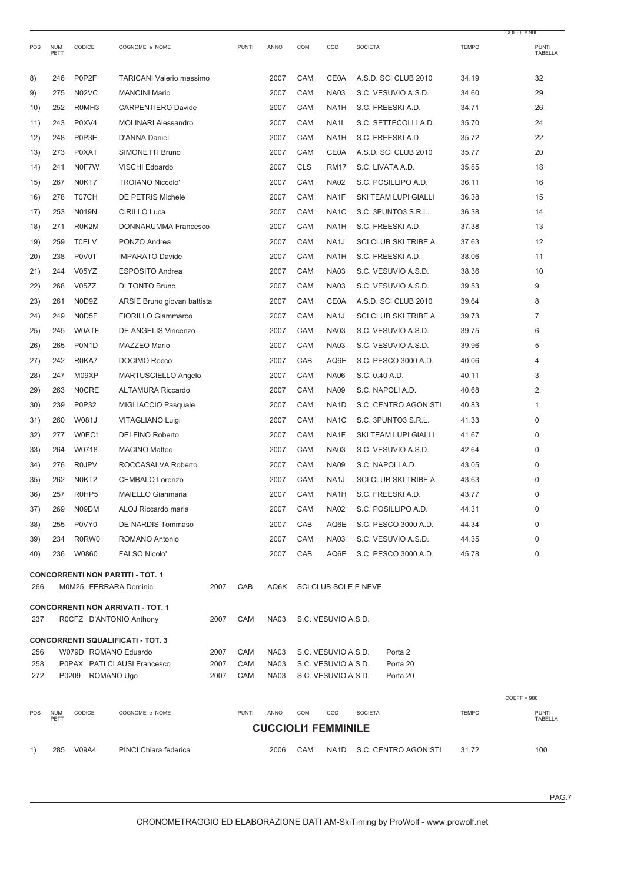COEFF = 980

| POS | NUM PETT | CODICE | COGNOME e NOME | PUNTI | ANNO | COM | COD | SOCIETA' | TEMPO | PUNTI TABELLA |
|---|---|---|---|---|---|---|---|---|---|---|
| 8) | 246 | P0P2F | TARICANI Valerio massimo | | 2007 | CAM | CE0A | A.S.D. SCI CLUB 2010 | 34.19 | 32 |
| 9) | 275 | N02VC | MANCINI Mario | | 2007 | CAM | NA03 | S.C. VESUVIO A.S.D. | 34.60 | 29 |
| 10) | 252 | R0MH3 | CARPENTIERO Davide | | 2007 | CAM | NA1H | S.C. FREESKI A.D. | 34.71 | 26 |
| 11) | 243 | P0XV4 | MOLINARI Alessandro | | 2007 | CAM | NA1L | S.C. SETTECOLLI A.D. | 35.70 | 24 |
| 12) | 248 | P0P3E | D'ANNA Daniel | | 2007 | CAM | NA1H | S.C. FREESKI A.D. | 35.72 | 22 |
| 13) | 273 | P0XAT | SIMONETTI Bruno | | 2007 | CAM | CE0A | A.S.D. SCI CLUB 2010 | 35.77 | 20 |
| 14) | 241 | N0F7W | VISCHI Edoardo | | 2007 | CLS | RM17 | S.C. LIVATA A.D. | 35.85 | 18 |
| 15) | 267 | N0KT7 | TROIANO Niccolo' | | 2007 | CAM | NA02 | S.C. POSILLIPO A.D. | 36.11 | 16 |
| 16) | 278 | T07CH | DE PETRIS Michele | | 2007 | CAM | NA1F | SKI TEAM LUPI GIALLI | 36.38 | 15 |
| 17) | 253 | N019N | CIRILLO Luca | | 2007 | CAM | NA1C | S.C. 3PUNTO3 S.R.L. | 36.38 | 14 |
| 18) | 271 | R0K2M | DONNARUMMA Francesco | | 2007 | CAM | NA1H | S.C. FREESKI A.D. | 37.38 | 13 |
| 19) | 259 | T0ELV | PONZO Andrea | | 2007 | CAM | NA1J | SCI CLUB SKI TRIBE A | 37.63 | 12 |
| 20) | 238 | P0V0T | IMPARATO Davide | | 2007 | CAM | NA1H | S.C. FREESKI A.D. | 38.06 | 11 |
| 21) | 244 | V05YZ | ESPOSITO Andrea | | 2007 | CAM | NA03 | S.C. VESUVIO A.S.D. | 38.36 | 10 |
| 22) | 268 | V05ZZ | DI TONTO Bruno | | 2007 | CAM | NA03 | S.C. VESUVIO A.S.D. | 39.53 | 9 |
| 23) | 261 | N0D9Z | ARSIE Bruno giovan battista | | 2007 | CAM | CE0A | A.S.D. SCI CLUB 2010 | 39.64 | 8 |
| 24) | 249 | N0D5F | FIORILLO Giammarco | | 2007 | CAM | NA1J | SCI CLUB SKI TRIBE A | 39.73 | 7 |
| 25) | 245 | W0ATF | DE ANGELIS Vincenzo | | 2007 | CAM | NA03 | S.C. VESUVIO A.S.D. | 39.75 | 6 |
| 26) | 265 | P0N1D | MAZZEO Mario | | 2007 | CAM | NA03 | S.C. VESUVIO A.S.D. | 39.96 | 5 |
| 27) | 242 | R0KA7 | DOCIMO Rocco | | 2007 | CAB | AQ6E | S.C. PESCO 3000 A.D. | 40.06 | 4 |
| 28) | 247 | M09XP | MARTUSCIELLO Angelo | | 2007 | CAM | NA06 | S.C. 0.40 A.D. | 40.11 | 3 |
| 29) | 263 | N0CRE | ALTAMURA Riccardo | | 2007 | CAM | NA09 | S.C. NAPOLI A.D. | 40.68 | 2 |
| 30) | 239 | P0P32 | MIGLIACCIO Pasquale | | 2007 | CAM | NA1D | S.C. CENTRO AGONISTI | 40.83 | 1 |
| 31) | 260 | W081J | VITAGLIANO Luigi | | 2007 | CAM | NA1C | S.C. 3PUNTO3 S.R.L. | 41.33 | 0 |
| 32) | 277 | W0EC1 | DELFINO Roberto | | 2007 | CAM | NA1F | SKI TEAM LUPI GIALLI | 41.67 | 0 |
| 33) | 264 | W0718 | MACINO Matteo | | 2007 | CAM | NA03 | S.C. VESUVIO A.S.D. | 42.64 | 0 |
| 34) | 276 | R0JPV | ROCCASALVA Roberto | | 2007 | CAM | NA09 | S.C. NAPOLI A.D. | 43.05 | 0 |
| 35) | 262 | N0KT2 | CEMBALO Lorenzo | | 2007 | CAM | NA1J | SCI CLUB SKI TRIBE A | 43.63 | 0 |
| 36) | 257 | R0HP5 | MAIELLO Gianmaria | | 2007 | CAM | NA1H | S.C. FREESKI A.D. | 43.77 | 0 |
| 37) | 269 | N09DM | ALOJ Riccardo maria | | 2007 | CAM | NA02 | S.C. POSILLIPO A.D. | 44.31 | 0 |
| 38) | 255 | P0VY0 | DE NARDIS Tommaso | | 2007 | CAB | AQ6E | S.C. PESCO 3000 A.D. | 44.34 | 0 |
| 39) | 234 | R0RW0 | ROMANO Antonio | | 2007 | CAM | NA03 | S.C. VESUVIO A.S.D. | 44.35 | 0 |
| 40) | 236 | W0860 | FALSO Nicolo' | | 2007 | CAB | AQ6E | S.C. PESCO 3000 A.D. | 45.78 | 0 |

**CONCORRENTI NON PARTITI - TOT. 1**

| NUM | CODICE | COGNOME e NOME | ANNO | COM | COD | SOCIETA' |
|---|---|---|---|---|---|---|
| 266 | M0M25 | FERRARA Dominic | 2007 | CAB | AQ6K | SCI CLUB SOLE E NEVE |

**CONCORRENTI NON ARRIVATI - TOT. 1**

| NUM | CODICE | COGNOME e NOME | ANNO | COM | COD | SOCIETA' |
|---|---|---|---|---|---|---|
| 237 | R0CFZ | D'ANTONIO Anthony | 2007 | CAM | NA03 | S.C. VESUVIO A.S.D. |

**CONCORRENTI SQUALIFICATI - TOT. 3**

| NUM | CODICE | COGNOME e NOME | ANNO | COM | COD | SOCIETA' | MOTIVO |
|---|---|---|---|---|---|---|---|
| 256 | W079D | ROMANO Eduardo | 2007 | CAM | NA03 | S.C. VESUVIO A.S.D. | Porta 2 |
| 258 | P0PAX | PATI CLAUSI Francesco | 2007 | CAM | NA03 | S.C. VESUVIO A.S.D. | Porta 20 |
| 272 | P0209 | ROMANO Ugo | 2007 | CAM | NA03 | S.C. VESUVIO A.S.D. | Porta 20 |

COEFF = 980

## CUCCIOLI1 FEMMINILE

| POS | NUM PETT | CODICE | COGNOME e NOME | PUNTI | ANNO | COM | COD | SOCIETA' | TEMPO | PUNTI TABELLA |
|---|---|---|---|---|---|---|---|---|---|---|
| 1) | 285 | V09A4 | PINCI Chiara federica | | 2006 | CAM | NA1D | S.C. CENTRO AGONISTI | 31.72 | 100 |

CRONOMETRAGGIO ED ELABORAZIONE DATI AM-SkiTiming by ProWolf - www.prowolf.net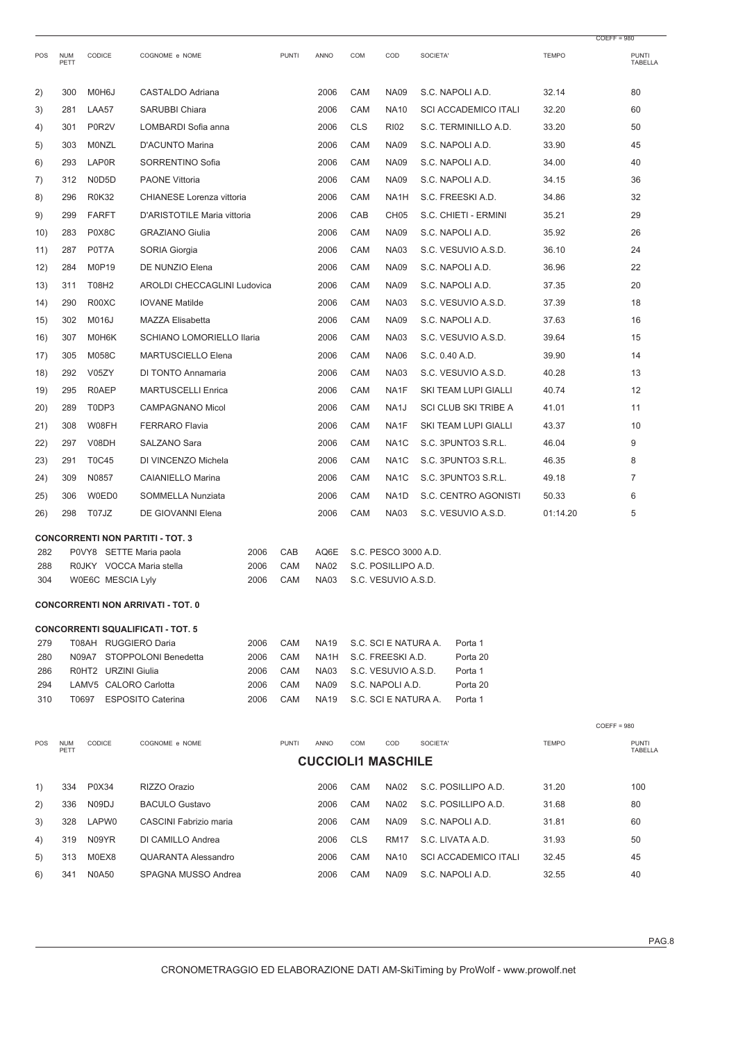COEFF = 980

| POS | NUM PETT | CODICE | COGNOME e NOME | PUNTI | ANNO | COM | COD | SOCIETA' | TEMPO | PUNTI TABELLA |
|---|---|---|---|---|---|---|---|---|---|---|
| 2) | 300 | M0H6J | CASTALDO Adriana | | 2006 | CAM | NA09 | S.C. NAPOLI A.D. | 32.14 | 80 |
| 3) | 281 | LAA57 | SARUBBI Chiara | | 2006 | CAM | NA10 | SCI ACCADEMICO ITALI | 32.20 | 60 |
| 4) | 301 | P0R2V | LOMBARDI Sofia anna | | 2006 | CLS | RI02 | S.C. TERMINILLO A.D. | 33.20 | 50 |
| 5) | 303 | M0NZL | D'ACUNTO Marina | | 2006 | CAM | NA09 | S.C. NAPOLI A.D. | 33.90 | 45 |
| 6) | 293 | LAP0R | SORRENTINO Sofia | | 2006 | CAM | NA09 | S.C. NAPOLI A.D. | 34.00 | 40 |
| 7) | 312 | N0D5D | PAONE Vittoria | | 2006 | CAM | NA09 | S.C. NAPOLI A.D. | 34.15 | 36 |
| 8) | 296 | R0K32 | CHIANESE Lorenza vittoria | | 2006 | CAM | NA1H | S.C. FREESKI A.D. | 34.86 | 32 |
| 9) | 299 | FARFT | D'ARISTOTILE Maria vittoria | | 2006 | CAB | CH05 | S.C. CHIETI - ERMINI | 35.21 | 29 |
| 10) | 283 | P0X8C | GRAZIANO Giulia | | 2006 | CAM | NA09 | S.C. NAPOLI A.D. | 35.92 | 26 |
| 11) | 287 | P0T7A | SORIA Giorgia | | 2006 | CAM | NA03 | S.C. VESUVIO A.S.D. | 36.10 | 24 |
| 12) | 284 | M0P19 | DE NUNZIO Elena | | 2006 | CAM | NA09 | S.C. NAPOLI A.D. | 36.96 | 22 |
| 13) | 311 | T08H2 | AROLDI CHECCAGLINI Ludovica | | 2006 | CAM | NA09 | S.C. NAPOLI A.D. | 37.35 | 20 |
| 14) | 290 | R00XC | IOVANE Matilde | | 2006 | CAM | NA03 | S.C. VESUVIO A.S.D. | 37.39 | 18 |
| 15) | 302 | M016J | MAZZA Elisabetta | | 2006 | CAM | NA09 | S.C. NAPOLI A.D. | 37.63 | 16 |
| 16) | 307 | M0H6K | SCHIANO LOMORIELLO Ilaria | | 2006 | CAM | NA03 | S.C. VESUVIO A.S.D. | 39.64 | 15 |
| 17) | 305 | M058C | MARTUSCIELLO Elena | | 2006 | CAM | NA06 | S.C. 0.40 A.D. | 39.90 | 14 |
| 18) | 292 | V05ZY | DI TONTO Annamaria | | 2006 | CAM | NA03 | S.C. VESUVIO A.S.D. | 40.28 | 13 |
| 19) | 295 | R0AEP | MARTUSCELLI Enrica | | 2006 | CAM | NA1F | SKI TEAM LUPI GIALLI | 40.74 | 12 |
| 20) | 289 | T0DP3 | CAMPAGNANO Micol | | 2006 | CAM | NA1J | SCI CLUB SKI TRIBE A | 41.01 | 11 |
| 21) | 308 | W08FH | FERRARO Flavia | | 2006 | CAM | NA1F | SKI TEAM LUPI GIALLI | 43.37 | 10 |
| 22) | 297 | V08DH | SALZANO Sara | | 2006 | CAM | NA1C | S.C. 3PUNTO3 S.R.L. | 46.04 | 9 |
| 23) | 291 | T0C45 | DI VINCENZO Michela | | 2006 | CAM | NA1C | S.C. 3PUNTO3 S.R.L. | 46.35 | 8 |
| 24) | 309 | N0857 | CAIANIELLO Marina | | 2006 | CAM | NA1C | S.C. 3PUNTO3 S.R.L. | 49.18 | 7 |
| 25) | 306 | W0ED0 | SOMMELLA Nunziata | | 2006 | CAM | NA1D | S.C. CENTRO AGONISTI | 50.33 | 6 |
| 26) | 298 | T07JZ | DE GIOVANNI Elena | | 2006 | CAM | NA03 | S.C. VESUVIO A.S.D. | 01:14.20 | 5 |

**CONCORRENTI NON PARTITI - TOT. 3**

| NUM | CODICE | COGNOME e NOME | ANNO | COM | COD | SOCIETA' |
|---|---|---|---|---|---|---|
| 282 | P0VY8 | SETTE Maria paola | 2006 | CAB | AQ6E | S.C. PESCO 3000 A.D. |
| 288 | R0JKY | VOCCA Maria stella | 2006 | CAM | NA02 | S.C. POSILLIPO A.D. |
| 304 | W0E6C | MESCIA Lyly | 2006 | CAM | NA03 | S.C. VESUVIO A.S.D. |

**CONCORRENTI NON ARRIVATI - TOT. 0**

**CONCORRENTI SQUALIFICATI - TOT. 5**

| NUM | CODICE | COGNOME e NOME | ANNO | COM | COD | SOCIETA' | |
|---|---|---|---|---|---|---|---|
| 279 | T08AH | RUGGIERO Daria | 2006 | CAM | NA19 | S.C. SCI E NATURA A. | Porta 1 |
| 280 | N09A7 | STOPPOLONI Benedetta | 2006 | CAM | NA1H | S.C. FREESKI A.D. | Porta 20 |
| 286 | R0HT2 | URZINI Giulia | 2006 | CAM | NA03 | S.C. VESUVIO A.S.D. | Porta 1 |
| 294 | LAMV5 | CALORO Carlotta | 2006 | CAM | NA09 | S.C. NAPOLI A.D. | Porta 20 |
| 310 | T0697 | ESPOSITO Caterina | 2006 | CAM | NA19 | S.C. SCI E NATURA A. | Porta 1 |

COEFF = 980

## CUCCIOLI1 MASCHILE

| POS | NUM PETT | CODICE | COGNOME e NOME | PUNTI | ANNO | COM | COD | SOCIETA' | TEMPO | PUNTI TABELLA |
|---|---|---|---|---|---|---|---|---|---|---|
| 1) | 334 | P0X34 | RIZZO Orazio | | 2006 | CAM | NA02 | S.C. POSILLIPO A.D. | 31.20 | 100 |
| 2) | 336 | N09DJ | BACULO Gustavo | | 2006 | CAM | NA02 | S.C. POSILLIPO A.D. | 31.68 | 80 |
| 3) | 328 | LAPW0 | CASCINI Fabrizio maria | | 2006 | CAM | NA09 | S.C. NAPOLI A.D. | 31.81 | 60 |
| 4) | 319 | N09YR | DI CAMILLO Andrea | | 2006 | CLS | RM17 | S.C. LIVATA A.D. | 31.93 | 50 |
| 5) | 313 | M0EX8 | QUARANTA Alessandro | | 2006 | CAM | NA10 | SCI ACCADEMICO ITALI | 32.45 | 45 |
| 6) | 341 | N0A50 | SPAGNA MUSSO Andrea | | 2006 | CAM | NA09 | S.C. NAPOLI A.D. | 32.55 | 40 |

CRONOMETRAGGIO ED ELABORAZIONE DATI AM-SkiTiming by ProWolf - www.prowolf.net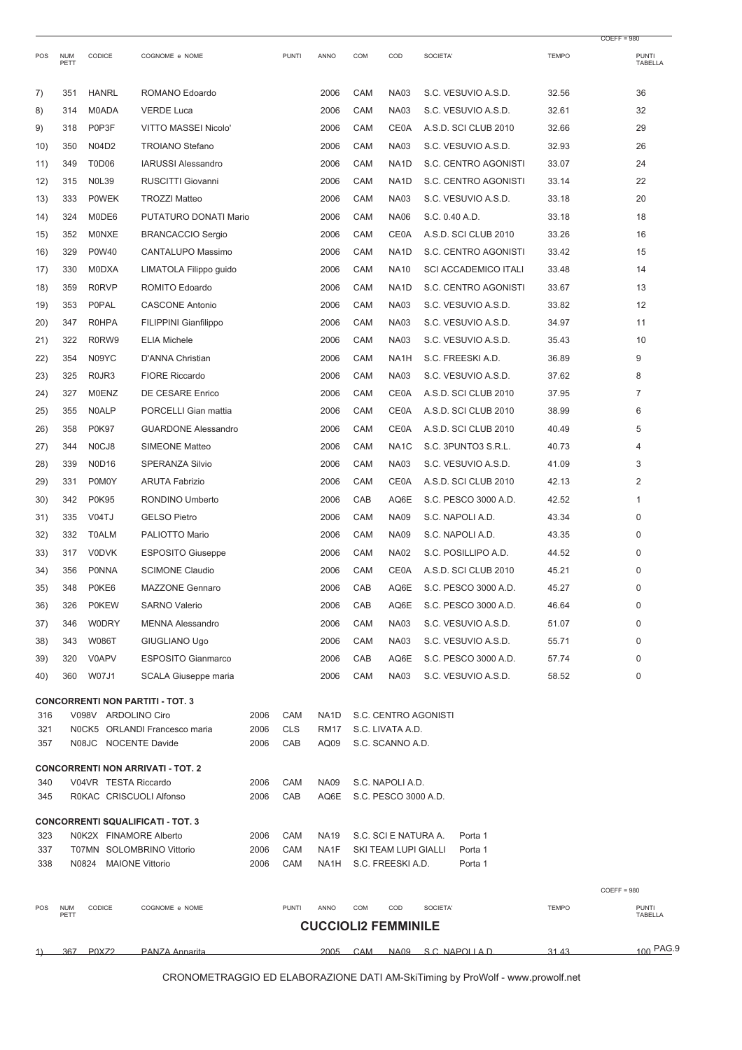COEFF = 980

| POS | NUM PETT | CODICE | COGNOME e NOME | PUNTI | ANNO | COM | COD | SOCIETA' | TEMPO | PUNTI TABELLA |
|---|---|---|---|---|---|---|---|---|---|---|
| 7) | 351 | HANRL | ROMANO Edoardo | | 2006 | CAM | NA03 | S.C. VESUVIO A.S.D. | 32.56 | 36 |
| 8) | 314 | M0ADA | VERDE Luca | | 2006 | CAM | NA03 | S.C. VESUVIO A.S.D. | 32.61 | 32 |
| 9) | 318 | P0P3F | VITTO MASSEI Nicolo' | | 2006 | CAM | CE0A | A.S.D. SCI CLUB 2010 | 32.66 | 29 |
| 10) | 350 | N04D2 | TROIANO Stefano | | 2006 | CAM | NA03 | S.C. VESUVIO A.S.D. | 32.93 | 26 |
| 11) | 349 | T0D06 | IARUSSI Alessandro | | 2006 | CAM | NA1D | S.C. CENTRO AGONISTI | 33.07 | 24 |
| 12) | 315 | N0L39 | RUSCITTI Giovanni | | 2006 | CAM | NA1D | S.C. CENTRO AGONISTI | 33.14 | 22 |
| 13) | 333 | P0WEK | TROZZI Matteo | | 2006 | CAM | NA03 | S.C. VESUVIO A.S.D. | 33.18 | 20 |
| 14) | 324 | M0DE6 | PUTATURO DONATI Mario | | 2006 | CAM | NA06 | S.C. 0.40 A.D. | 33.18 | 18 |
| 15) | 352 | M0NXE | BRANCACCIO Sergio | | 2006 | CAM | CE0A | A.S.D. SCI CLUB 2010 | 33.26 | 16 |
| 16) | 329 | P0W40 | CANTALUPO Massimo | | 2006 | CAM | NA1D | S.C. CENTRO AGONISTI | 33.42 | 15 |
| 17) | 330 | M0DXA | LIMATOLA Filippo guido | | 2006 | CAM | NA10 | SCI ACCADEMICO ITALI | 33.48 | 14 |
| 18) | 359 | R0RVP | ROMITO Edoardo | | 2006 | CAM | NA1D | S.C. CENTRO AGONISTI | 33.67 | 13 |
| 19) | 353 | P0PAL | CASCONE Antonio | | 2006 | CAM | NA03 | S.C. VESUVIO A.S.D. | 33.82 | 12 |
| 20) | 347 | R0HPA | FILIPPINI Gianfilippo | | 2006 | CAM | NA03 | S.C. VESUVIO A.S.D. | 34.97 | 11 |
| 21) | 322 | R0RW9 | ELIA Michele | | 2006 | CAM | NA03 | S.C. VESUVIO A.S.D. | 35.43 | 10 |
| 22) | 354 | N09YC | D'ANNA Christian | | 2006 | CAM | NA1H | S.C. FREESKI A.D. | 36.89 | 9 |
| 23) | 325 | R0JR3 | FIORE Riccardo | | 2006 | CAM | NA03 | S.C. VESUVIO A.S.D. | 37.62 | 8 |
| 24) | 327 | M0ENZ | DE CESARE Enrico | | 2006 | CAM | CE0A | A.S.D. SCI CLUB 2010 | 37.95 | 7 |
| 25) | 355 | N0ALP | PORCELLI Gian mattia | | 2006 | CAM | CE0A | A.S.D. SCI CLUB 2010 | 38.99 | 6 |
| 26) | 358 | P0K97 | GUARDONE Alessandro | | 2006 | CAM | CE0A | A.S.D. SCI CLUB 2010 | 40.49 | 5 |
| 27) | 344 | N0CJ8 | SIMEONE Matteo | | 2006 | CAM | NA1C | S.C. 3PUNTO3 S.R.L. | 40.73 | 4 |
| 28) | 339 | N0D16 | SPERANZA Silvio | | 2006 | CAM | NA03 | S.C. VESUVIO A.S.D. | 41.09 | 3 |
| 29) | 331 | P0M0Y | ARUTA Fabrizio | | 2006 | CAM | CE0A | A.S.D. SCI CLUB 2010 | 42.13 | 2 |
| 30) | 342 | P0K95 | RONDINO Umberto | | 2006 | CAB | AQ6E | S.C. PESCO 3000 A.D. | 42.52 | 1 |
| 31) | 335 | V04TJ | GELSO Pietro | | 2006 | CAM | NA09 | S.C. NAPOLI A.D. | 43.34 | 0 |
| 32) | 332 | T0ALM | PALIOTTO Mario | | 2006 | CAM | NA09 | S.C. NAPOLI A.D. | 43.35 | 0 |
| 33) | 317 | V0DVK | ESPOSITO Giuseppe | | 2006 | CAM | NA02 | S.C. POSILLIPO A.D. | 44.52 | 0 |
| 34) | 356 | P0NNA | SCIMONE Claudio | | 2006 | CAM | CE0A | A.S.D. SCI CLUB 2010 | 45.21 | 0 |
| 35) | 348 | P0KE6 | MAZZONE Gennaro | | 2006 | CAB | AQ6E | S.C. PESCO 3000 A.D. | 45.27 | 0 |
| 36) | 326 | P0KEW | SARNO Valerio | | 2006 | CAB | AQ6E | S.C. PESCO 3000 A.D. | 46.64 | 0 |
| 37) | 346 | W0DRY | MENNA Alessandro | | 2006 | CAM | NA03 | S.C. VESUVIO A.S.D. | 51.07 | 0 |
| 38) | 343 | W086T | GIUGLIANO Ugo | | 2006 | CAM | NA03 | S.C. VESUVIO A.S.D. | 55.71 | 0 |
| 39) | 320 | V0APV | ESPOSITO Gianmarco | | 2006 | CAB | AQ6E | S.C. PESCO 3000 A.D. | 57.74 | 0 |
| 40) | 360 | W07J1 | SCALA Giuseppe maria | | 2006 | CAM | NA03 | S.C. VESUVIO A.S.D. | 58.52 | 0 |

**CONCORRENTI NON PARTITI - TOT. 3**

| NUM | CODICE | COGNOME e NOME | ANNO | COM | COD | SOCIETA' |
|---|---|---|---|---|---|---|
| 316 | V098V | ARDOLINO Ciro | 2006 | CAM | NA1D | S.C. CENTRO AGONISTI |
| 321 | N0CK5 | ORLANDI Francesco maria | 2006 | CLS | RM17 | S.C. LIVATA A.D. |
| 357 | N08JC | NOCENTE Davide | 2006 | CAB | AQ09 | S.C. SCANNO A.D. |

**CONCORRENTI NON ARRIVATI - TOT. 2**

| NUM | CODICE | COGNOME e NOME | ANNO | COM | COD | SOCIETA' |
|---|---|---|---|---|---|---|
| 340 | V04VR | TESTA Riccardo | 2006 | CAM | NA09 | S.C. NAPOLI A.D. |
| 345 | R0KAC | CRISCUOLI Alfonso | 2006 | CAB | AQ6E | S.C. PESCO 3000 A.D. |

**CONCORRENTI SQUALIFICATI - TOT. 3**

| NUM | CODICE | COGNOME e NOME | ANNO | COM | COD | SOCIETA' | |
|---|---|---|---|---|---|---|---|
| 323 | N0K2X | FINAMORE Alberto | 2006 | CAM | NA19 | S.C. SCI E NATURA A. | Porta 1 |
| 337 | T07MN | SOLOMBRINO Vittorio | 2006 | CAM | NA1F | SKI TEAM LUPI GIALLI | Porta 1 |
| 338 | N0824 | MAIONE Vittorio | 2006 | CAM | NA1H | S.C. FREESKI A.D. | Porta 1 |

COEFF = 980

## CUCCIOLI2 FEMMINILE

| POS | NUM PETT | CODICE | COGNOME e NOME | PUNTI | ANNO | COM | COD | SOCIETA' | TEMPO | PUNTI TABELLA |
|---|---|---|---|---|---|---|---|---|---|---|
| 1) | 367 | P0XZ2 | PANZA Annarita | | 2005 | CAM | NA09 | S.C. NAPOLI A.D. | 31.43 | 100 |

CRONOMETRAGGIO ED ELABORAZIONE DATI AM-SkiTiming by ProWolf - www.prowolf.net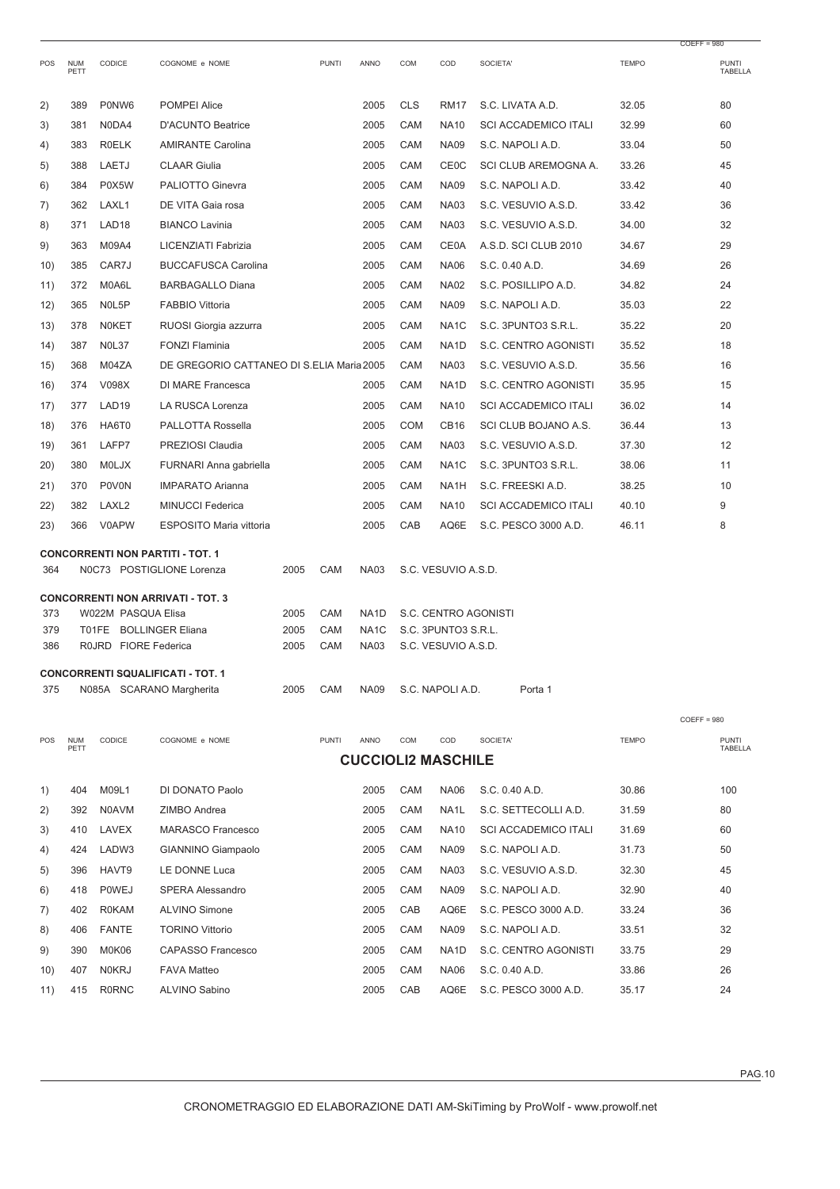COEFF = 980

| POS | NUM PETT | CODICE | COGNOME e NOME | PUNTI | ANNO | COM | COD | SOCIETA' | TEMPO | PUNTI TABELLA |
|---|---|---|---|---|---|---|---|---|---|---|
| 2) | 389 | P0NW6 | POMPEI Alice | | 2005 | CLS | RM17 | S.C. LIVATA A.D. | 32.05 | 80 |
| 3) | 381 | N0DA4 | D'ACUNTO Beatrice | | 2005 | CAM | NA10 | SCI ACCADEMICO ITALI | 32.99 | 60 |
| 4) | 383 | R0ELK | AMIRANTE Carolina | | 2005 | CAM | NA09 | S.C. NAPOLI A.D. | 33.04 | 50 |
| 5) | 388 | LAETJ | CLAAR Giulia | | 2005 | CAM | CE0C | SCI CLUB AREMOGNA A. | 33.26 | 45 |
| 6) | 384 | P0X5W | PALIOTTO Ginevra | | 2005 | CAM | NA09 | S.C. NAPOLI A.D. | 33.42 | 40 |
| 7) | 362 | LAXL1 | DE VITA Gaia rosa | | 2005 | CAM | NA03 | S.C. VESUVIO A.S.D. | 33.42 | 36 |
| 8) | 371 | LAD18 | BIANCO Lavinia | | 2005 | CAM | NA03 | S.C. VESUVIO A.S.D. | 34.00 | 32 |
| 9) | 363 | M09A4 | LICENZIATI Fabrizia | | 2005 | CAM | CE0A | A.S.D. SCI CLUB 2010 | 34.67 | 29 |
| 10) | 385 | CAR7J | BUCCAFUSCA Carolina | | 2005 | CAM | NA06 | S.C. 0.40 A.D. | 34.69 | 26 |
| 11) | 372 | M0A6L | BARBAGALLO Diana | | 2005 | CAM | NA02 | S.C. POSILLIPO A.D. | 34.82 | 24 |
| 12) | 365 | N0L5P | FABBIO Vittoria | | 2005 | CAM | NA09 | S.C. NAPOLI A.D. | 35.03 | 22 |
| 13) | 378 | N0KET | RUOSI Giorgia azzurra | | 2005 | CAM | NA1C | S.C. 3PUNTO3 S.R.L. | 35.22 | 20 |
| 14) | 387 | N0L37 | FONZI Flaminia | | 2005 | CAM | NA1D | S.C. CENTRO AGONISTI | 35.52 | 18 |
| 15) | 368 | M04ZA | DE GREGORIO CATTANEO DI S.ELIA Maria | | 2005 | CAM | NA03 | S.C. VESUVIO A.S.D. | 35.56 | 16 |
| 16) | 374 | V098X | DI MARE Francesca | | 2005 | CAM | NA1D | S.C. CENTRO AGONISTI | 35.95 | 15 |
| 17) | 377 | LAD19 | LA RUSCA Lorenza | | 2005 | CAM | NA10 | SCI ACCADEMICO ITALI | 36.02 | 14 |
| 18) | 376 | HA6T0 | PALLOTTA Rossella | | 2005 | COM | CB16 | SCI CLUB BOJANO A.S. | 36.44 | 13 |
| 19) | 361 | LAFP7 | PREZIOSI Claudia | | 2005 | CAM | NA03 | S.C. VESUVIO A.S.D. | 37.30 | 12 |
| 20) | 380 | M0LJX | FURNARI Anna gabriella | | 2005 | CAM | NA1C | S.C. 3PUNTO3 S.R.L. | 38.06 | 11 |
| 21) | 370 | P0V0N | IMPARATO Arianna | | 2005 | CAM | NA1H | S.C. FREESKI A.D. | 38.25 | 10 |
| 22) | 382 | LAXL2 | MINUCCI Federica | | 2005 | CAM | NA10 | SCI ACCADEMICO ITALI | 40.10 | 9 |
| 23) | 366 | V0APW | ESPOSITO Maria vittoria | | 2005 | CAB | AQ6E | S.C. PESCO 3000 A.D. | 46.11 | 8 |

**CONCORRENTI NON PARTITI - TOT. 1**

| NUM | CODICE | COGNOME e NOME | ANNO | COM | COD | SOCIETA' |
|---|---|---|---|---|---|---|
| 364 | N0C73 | POSTIGLIONE Lorenza | 2005 | CAM | NA03 | S.C. VESUVIO A.S.D. |

**CONCORRENTI NON ARRIVATI - TOT. 3**

| NUM | CODICE | COGNOME e NOME | ANNO | COM | COD | SOCIETA' |
|---|---|---|---|---|---|---|
| 373 | W022M | PASQUA Elisa | 2005 | CAM | NA1D | S.C. CENTRO AGONISTI |
| 379 | T01FE | BOLLINGER Eliana | 2005 | CAM | NA1C | S.C. 3PUNTO3 S.R.L. |
| 386 | R0JRD | FIORE Federica | 2005 | CAM | NA03 | S.C. VESUVIO A.S.D. |

**CONCORRENTI SQUALIFICATI - TOT. 1**

| NUM | CODICE | COGNOME e NOME | ANNO | COM | COD | SOCIETA' | |
|---|---|---|---|---|---|---|---|
| 375 | N085A | SCARANO Margherita | 2005 | CAM | NA09 | S.C. NAPOLI A.D. | Porta 1 |

COEFF = 980

## CUCCIOLI2 MASCHILE

| POS | NUM PETT | CODICE | COGNOME e NOME | PUNTI | ANNO | COM | COD | SOCIETA' | TEMPO | PUNTI TABELLA |
|---|---|---|---|---|---|---|---|---|---|---|
| 1) | 404 | M09L1 | DI DONATO Paolo | | 2005 | CAM | NA06 | S.C. 0.40 A.D. | 30.86 | 100 |
| 2) | 392 | N0AVM | ZIMBO Andrea | | 2005 | CAM | NA1L | S.C. SETTECOLLI A.D. | 31.59 | 80 |
| 3) | 410 | LAVEX | MARASCO Francesco | | 2005 | CAM | NA10 | SCI ACCADEMICO ITALI | 31.69 | 60 |
| 4) | 424 | LADW3 | GIANNINO Giampaolo | | 2005 | CAM | NA09 | S.C. NAPOLI A.D. | 31.73 | 50 |
| 5) | 396 | HAVT9 | LE DONNE Luca | | 2005 | CAM | NA03 | S.C. VESUVIO A.S.D. | 32.30 | 45 |
| 6) | 418 | P0WEJ | SPERA Alessandro | | 2005 | CAM | NA09 | S.C. NAPOLI A.D. | 32.90 | 40 |
| 7) | 402 | R0KAM | ALVINO Simone | | 2005 | CAB | AQ6E | S.C. PESCO 3000 A.D. | 33.24 | 36 |
| 8) | 406 | FANTE | TORINO Vittorio | | 2005 | CAM | NA09 | S.C. NAPOLI A.D. | 33.51 | 32 |
| 9) | 390 | M0K06 | CAPASSO Francesco | | 2005 | CAM | NA1D | S.C. CENTRO AGONISTI | 33.75 | 29 |
| 10) | 407 | N0KRJ | FAVA Matteo | | 2005 | CAM | NA06 | S.C. 0.40 A.D. | 33.86 | 26 |
| 11) | 415 | R0RNC | ALVINO Sabino | | 2005 | CAB | AQ6E | S.C. PESCO 3000 A.D. | 35.17 | 24 |

CRONOMETRAGGIO ED ELABORAZIONE DATI AM-SkiTiming by ProWolf - www.prowolf.net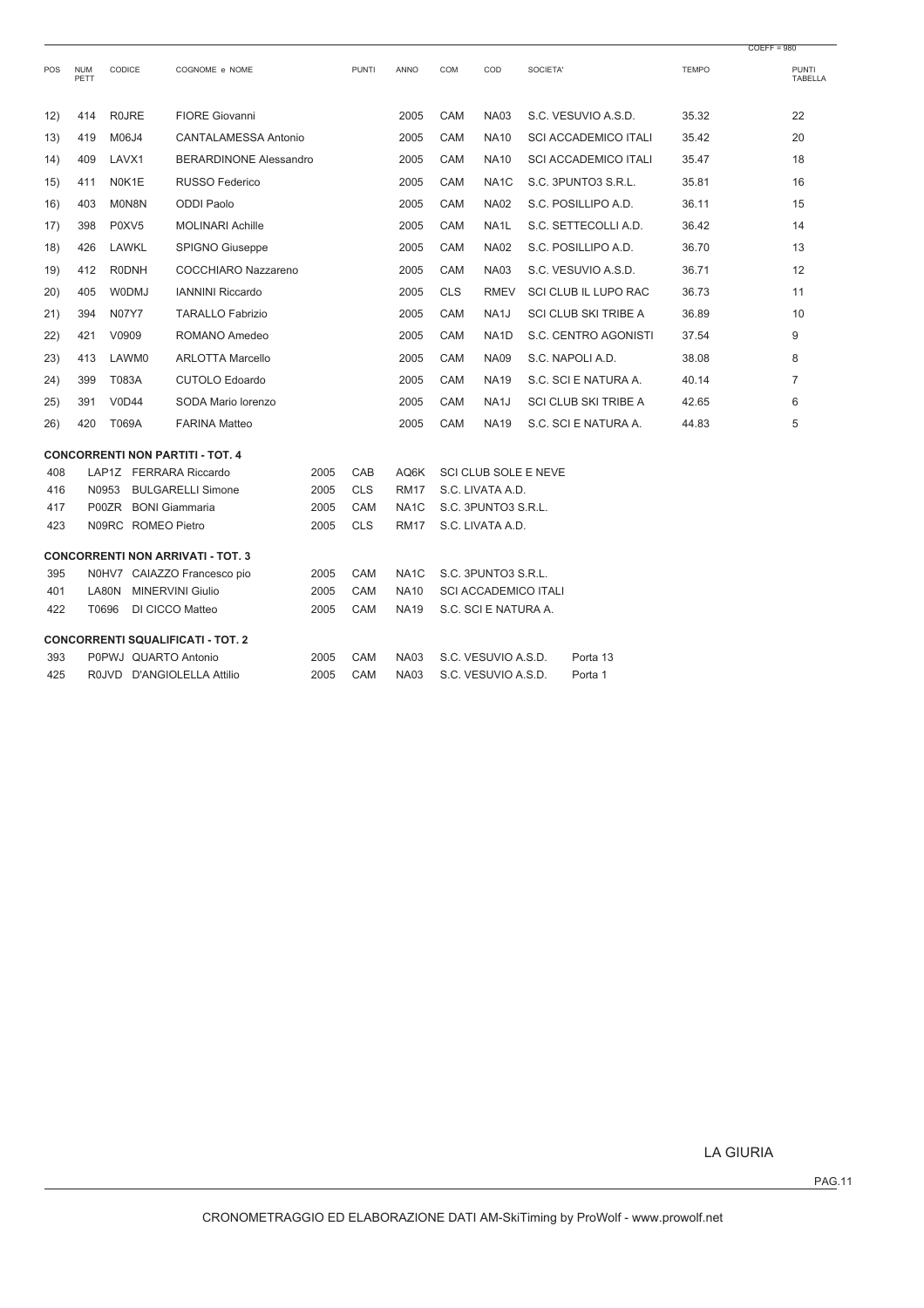COEFF = 980

| POS | NUM PETT | CODICE | COGNOME e NOME | PUNTI | ANNO | COM | COD | SOCIETA' | TEMPO | PUNTI TABELLA |
|---|---|---|---|---|---|---|---|---|---|---|
| 12) | 414 | R0JRE | FIORE Giovanni | | 2005 | CAM | NA03 | S.C. VESUVIO A.S.D. | 35.32 | 22 |
| 13) | 419 | M06J4 | CANTALAMESSA Antonio | | 2005 | CAM | NA10 | SCI ACCADEMICO ITALI | 35.42 | 20 |
| 14) | 409 | LAVX1 | BERARDINONE Alessandro | | 2005 | CAM | NA10 | SCI ACCADEMICO ITALI | 35.47 | 18 |
| 15) | 411 | N0K1E | RUSSO Federico | | 2005 | CAM | NA1C | S.C. 3PUNTO3 S.R.L. | 35.81 | 16 |
| 16) | 403 | M0N8N | ODDI Paolo | | 2005 | CAM | NA02 | S.C. POSILLIPO A.D. | 36.11 | 15 |
| 17) | 398 | P0XV5 | MOLINARI Achille | | 2005 | CAM | NA1L | S.C. SETTECOLLI A.D. | 36.42 | 14 |
| 18) | 426 | LAWKL | SPIGNO Giuseppe | | 2005 | CAM | NA02 | S.C. POSILLIPO A.D. | 36.70 | 13 |
| 19) | 412 | R0DNH | COCCHIARO Nazzareno | | 2005 | CAM | NA03 | S.C. VESUVIO A.S.D. | 36.71 | 12 |
| 20) | 405 | W0DMJ | IANNINI Riccardo | | 2005 | CLS | RMEV | SCI CLUB IL LUPO RAC | 36.73 | 11 |
| 21) | 394 | N07Y7 | TARALLO Fabrizio | | 2005 | CAM | NA1J | SCI CLUB SKI TRIBE A | 36.89 | 10 |
| 22) | 421 | V0909 | ROMANO Amedeo | | 2005 | CAM | NA1D | S.C. CENTRO AGONISTI | 37.54 | 9 |
| 23) | 413 | LAWM0 | ARLOTTA Marcello | | 2005 | CAM | NA09 | S.C. NAPOLI A.D. | 38.08 | 8 |
| 24) | 399 | T083A | CUTOLO Edoardo | | 2005 | CAM | NA19 | S.C. SCI E NATURA A. | 40.14 | 7 |
| 25) | 391 | V0D44 | SODA Mario lorenzo | | 2005 | CAM | NA1J | SCI CLUB SKI TRIBE A | 42.65 | 6 |
| 26) | 420 | T069A | FARINA Matteo | | 2005 | CAM | NA19 | S.C. SCI E NATURA A. | 44.83 | 5 |

**CONCORRENTI NON PARTITI - TOT. 4**

| | | | | | | |
|---|---|---|---|---|---|---|
| 408 | LAP1Z | FERRARA Riccardo | 2005 | CAB | AQ6K | SCI CLUB SOLE E NEVE |
| 416 | N0953 | BULGARELLI Simone | 2005 | CLS | RM17 | S.C. LIVATA A.D. |
| 417 | P00ZR | BONI Giammaria | 2005 | CAM | NA1C | S.C. 3PUNTO3 S.R.L. |
| 423 | N09RC | ROMEO Pietro | 2005 | CLS | RM17 | S.C. LIVATA A.D. |

**CONCORRENTI NON ARRIVATI - TOT. 3**

| | | | | | | |
|---|---|---|---|---|---|---|
| 395 | N0HV7 | CAIAZZO Francesco pio | 2005 | CAM | NA1C | S.C. 3PUNTO3 S.R.L. |
| 401 | LA80N | MINERVINI Giulio | 2005 | CAM | NA10 | SCI ACCADEMICO ITALI |
| 422 | T0696 | DI CICCO Matteo | 2005 | CAM | NA19 | S.C. SCI E NATURA A. |

**CONCORRENTI SQUALIFICATI - TOT. 2**

| | | | | | | | |
|---|---|---|---|---|---|---|---|
| 393 | P0PWJ | QUARTO Antonio | 2005 | CAM | NA03 | S.C. VESUVIO A.S.D. | Porta 13 |
| 425 | R0JVD | D'ANGIOLELLA Attilio | 2005 | CAM | NA03 | S.C. VESUVIO A.S.D. | Porta 1 |

LA GIURIA

CRONOMETRAGGIO ED ELABORAZIONE DATI AM-SkiTiming by ProWolf - www.prowolf.net